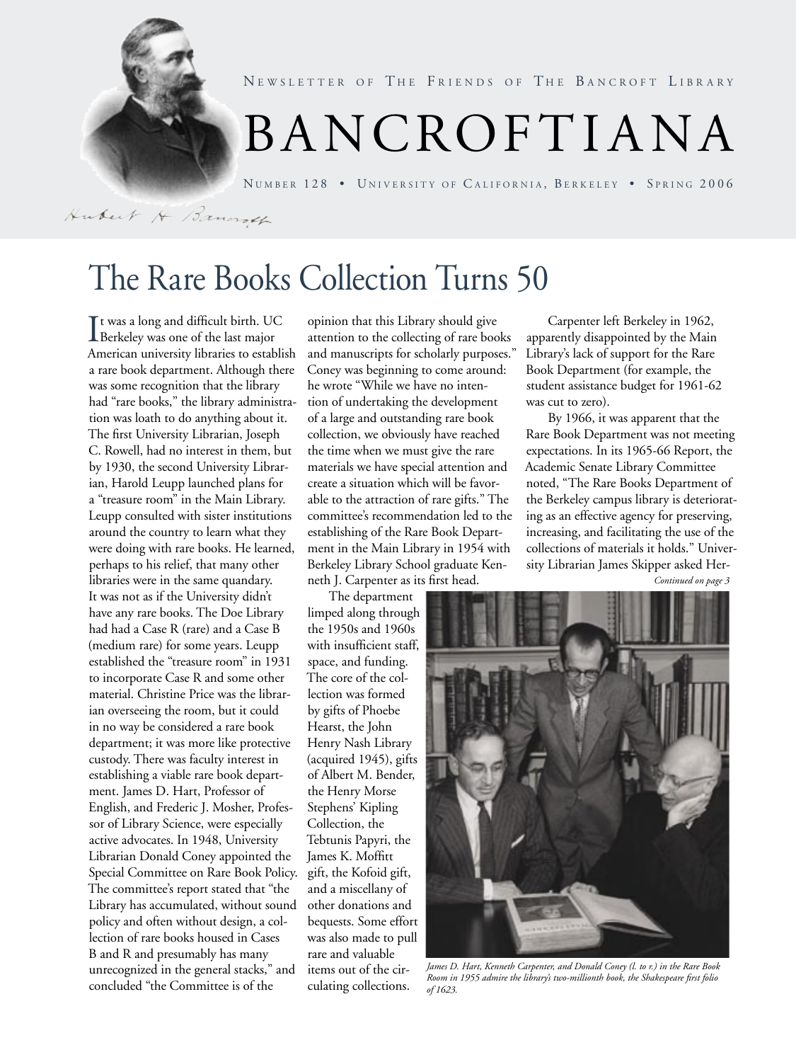NEWSLETTER OF THE FRIENDS OF THE BANCROFT LIBRARY

# BANCROFTIANA

NUMBER 128 • UNIVERSITY OF CALIFORNIA, BERKELEY • SPRING 2006

# The Rare Books Collection Turns 50

It was a long and difficult birth. UC Berkeley was one of the last major American university libraries to establish a rare book department. Although there was some recognition that the library had "rare books," the library administration was loath to do anything about it. The first University Librarian, Joseph C. Rowell, had no interest in them, but by 1930, the second University Librarian, Harold Leupp launched plans for a "treasure room" in the Main Library. Leupp consulted with sister institutions around the country to learn what they were doing with rare books. He learned, perhaps to his relief, that many other libraries were in the same quandary. It was not as if the University didn't have any rare books. The Doe Library had had a Case R (rare) and a Case B (medium rare) for some years. Leupp established the "treasure room" in 1931 to incorporate Case R and some other material. Christine Price was the librarian overseeing the room, but it could in no way be considered a rare book department; it was more like protective custody. There was faculty interest in establishing a viable rare book department. James D. Hart, Professor of English, and Frederic J. Mosher, Professor of Library Science, were especially active advocates. In 1948, University Librarian Donald Coney appointed the Special Committee on Rare Book Policy. The committee's report stated that "the Library has accumulated, without sound policy and often without design, a collection of rare books housed in Cases B and R and presumably has many unrecognized in the general stacks," and concluded "the Committee is of the opinion that this Library should give attention to the collecting of rare books and manuscripts for scholarly purposes." Coney was beginning to come around: he wrote "While we have no intention of undertaking the development of a large and outstanding rare book collection, we obviously have reached the time when we must give the rare materials we have special attention and create a situation which will be favorable to the attraction of rare gifts." The committee's recommendation led to the establishing of the Rare Book Department in the Main Library in 1954 with Berkeley Library School graduate Kenneth J. Carpenter as its first head.

The department limped along through the 1950s and 1960s with insufficient staff, space, and funding. The core of the collection was formed by gifts of Phoebe Hearst, the John Henry Nash Library (acquired 1945), gifts of Albert M. Bender, the Henry Morse Stephens' Kipling Collection, the Tebtunis Papyri, the James K. Moffitt gift, the Kofoid gift, and a miscellany of other donations and bequests. Some effort was also made to pull rare and valuable items out of the circulating collections.

Carpenter left Berkeley in 1962, apparently disappointed by the Main Library's lack of support for the Rare Book Department (for example, the student assistance budget for 1961-62 was cut to zero).

By 1966, it was apparent that the Rare Book Department was not meeting expectations. In its 1965-66 Report, the Academic Senate Library Committee noted, "The Rare Books Department of the Berkeley campus library is deteriorating as an effective agency for preserving, increasing, and facilitating the use of the collections of materials it holds." University Librarian James Skipper asked Her-

*Continued on page 3*

*James D. Hart, Kenneth Carpenter, and Donald Coney (l. to r.) in the Rare Book Room in 1955 admire the library's two-millionth book, the Shakespeare first folio of 1623.*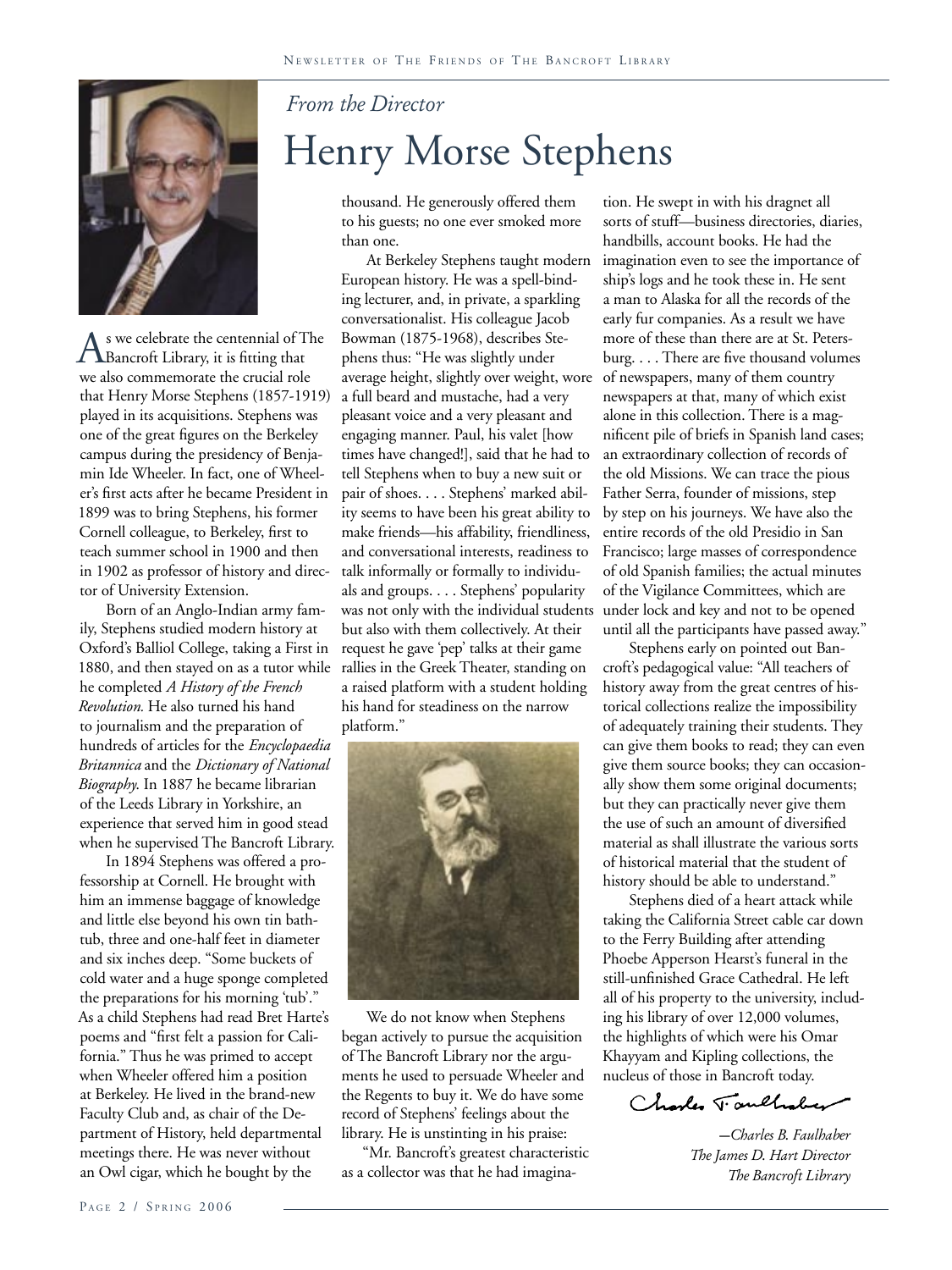*From the Director*

# Henry Morse Stephens

As we celebrate the centennial of The Bancroft Library, it is fitting that we also commemorate the crucial role that Henry Morse Stephens (1857-1919) played in its acquisitions. Stephens was one of the great figures on the Berkeley campus during the presidency of Benjamin Ide Wheeler. In fact, one of Wheeler's first acts after he became President in 1899 was to bring Stephens, his former Cornell colleague, to Berkeley, first to teach summer school in 1900 and then in 1902 as professor of history and director of University Extension.

Born of an Anglo-Indian army family, Stephens studied modern history at Oxford's Balliol College, taking a First in 1880, and then stayed on as a tutor while he completed *A History of the French Revolution.* He also turned his hand to journalism and the preparation of hundreds of articles for the *Encyclopaedia Britannica* and the *Dictionary of National Biography.* In 1887 he became librarian of the Leeds Library in Yorkshire, an experience that served him in good stead when he supervised The Bancroft Library.

In 1894 Stephens was offered a professorship at Cornell. He brought with him an immense baggage of knowledge and little else beyond his own tin bathtub, three and one-half feet in diameter and six inches deep. "Some buckets of cold water and a huge sponge completed the preparations for his morning 'tub'." As a child Stephens had read Bret Harte's poems and "first felt a passion for California." Thus he was primed to accept when Wheeler offered him a position at Berkeley. He lived in the brand-new Faculty Club and, as chair of the Department of History, held departmental meetings there. He was never without an Owl cigar, which he bought by the thousand. He generously offered them to his guests; no one ever smoked more than one.

At Berkeley Stephens taught modern European history. He was a spell-binding lecturer, and, in private, a sparkling conversationalist. His colleague Jacob Bowman (1875-1968), describes Stephens thus: "He was slightly under average height, slightly over weight, wore a full beard and mustache, had a very pleasant voice and a very pleasant and engaging manner. Paul, his valet [how times have changed!], said that he had to tell Stephens when to buy a new suit or pair of shoes. . . . Stephens' marked ability seems to have been his great ability to make friends—his affability, friendliness, and conversational interests, readiness to talk informally or formally to individuals and groups. . . . Stephens' popularity was not only with the individual students but also with them collectively. At their request he gave 'pep' talks at their game rallies in the Greek Theater, standing on a raised platform with a student holding his hand for steadiness on the narrow platform."

We do not know when Stephens began actively to pursue the acquisition of The Bancroft Library nor the arguments he used to persuade Wheeler and the Regents to buy it. We do have some record of Stephens' feelings about the library. He is unstinting in his praise:

"Mr. Bancroft's greatest characteristic as a collector was that he had imagination. He swept in with his dragnet all sorts of stuff—business directories, diaries, handbills, account books. He had the imagination even to see the importance of ship's logs and he took these in. He sent a man to Alaska for all the records of the early fur companies. As a result we have more of these than there are at St. Petersburg. . . . There are five thousand volumes of newspapers, many of them country newspapers at that, many of which exist alone in this collection. There is a magnificent pile of briefs in Spanish land cases; an extraordinary collection of records of the old Missions. We can trace the pious Father Serra, founder of missions, step by step on his journeys. We have also the entire records of the old Presidio in San Francisco; large masses of correspondence of old Spanish families; the actual minutes of the Vigilance Committees, which are under lock and key and not to be opened until all the participants have passed away."

Stephens early on pointed out Bancroft's pedagogical value: "All teachers of history away from the great centres of historical collections realize the impossibility of adequately training their students. They can give them books to read; they can even give them source books; they can occasionally show them some original documents; but they can practically never give them the use of such an amount of diversified material as shall illustrate the various sorts of historical material that the student of history should be able to understand."

Stephens died of a heart attack while taking the California Street cable car down to the Ferry Building after attending Phoebe Apperson Hearst's funeral in the still-unfinished Grace Cathedral. He left all of his property to the university, including his library of over 12,000 volumes, the highlights of which were his Omar Khayyam and Kipling collections, the nucleus of those in Bancroft today.

*—Charles B. Faulhaber*
*The James D. Hart Director*
*The Bancroft Library*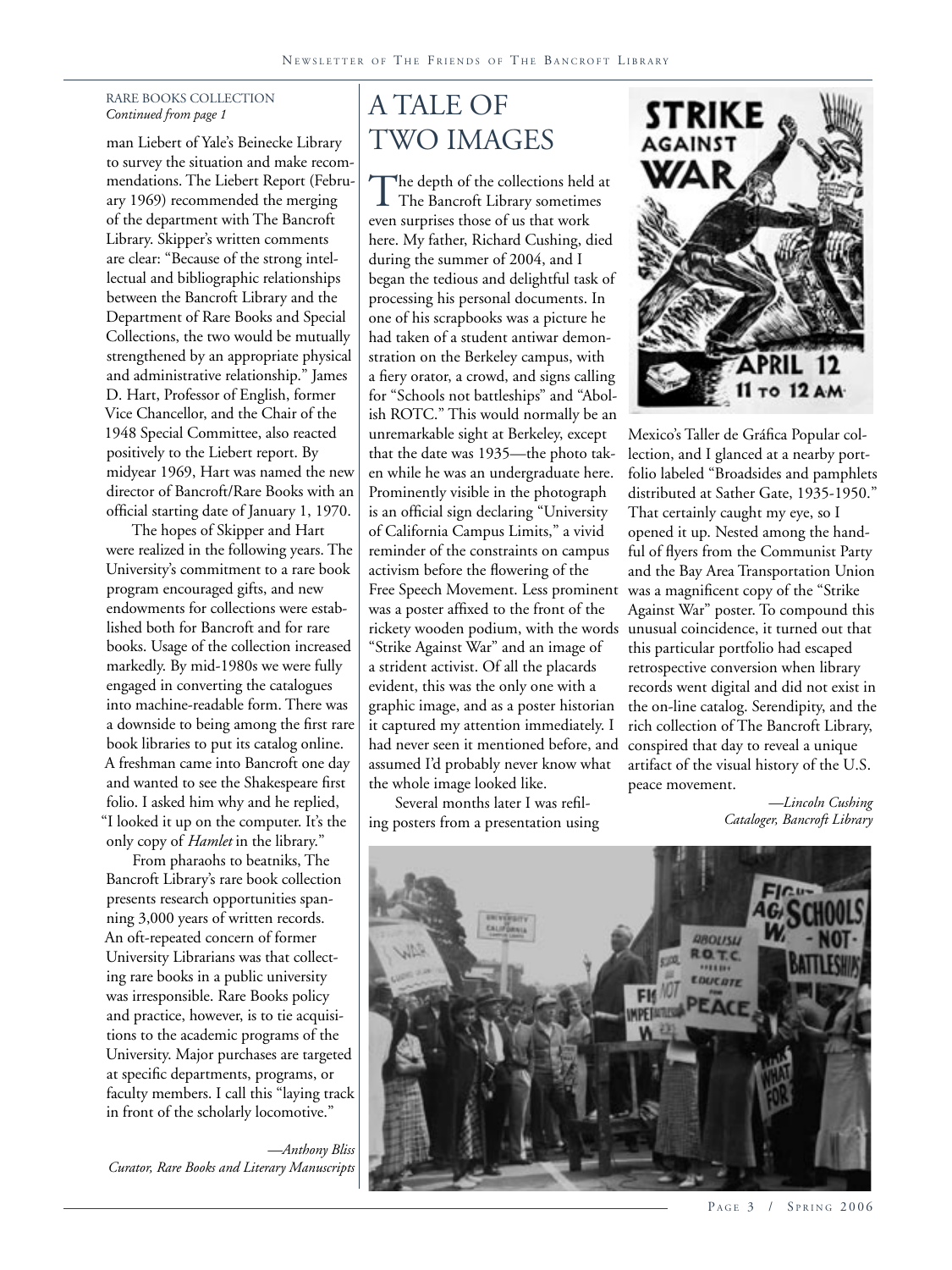RARE BOOKS COLLECTION
*Continued from page 1*

man Liebert of Yale's Beinecke Library to survey the situation and make recommendations. The Liebert Report (February 1969) recommended the merging of the department with The Bancroft Library. Skipper's written comments are clear: "Because of the strong intellectual and bibliographic relationships between the Bancroft Library and the Department of Rare Books and Special Collections, the two would be mutually strengthened by an appropriate physical and administrative relationship." James D. Hart, Professor of English, former Vice Chancellor, and the Chair of the 1948 Special Committee, also reacted positively to the Liebert report. By midyear 1969, Hart was named the new director of Bancroft/Rare Books with an official starting date of January 1, 1970.

The hopes of Skipper and Hart were realized in the following years. The University's commitment to a rare book program encouraged gifts, and new endowments for collections were established both for Bancroft and for rare books. Usage of the collection increased markedly. By mid-1980s we were fully engaged in converting the catalogues into machine-readable form. There was a downside to being among the first rare book libraries to put its catalog online. A freshman came into Bancroft one day and wanted to see the Shakespeare first folio. I asked him why and he replied, "I looked it up on the computer. It's the only copy of *Hamlet* in the library."

From pharaohs to beatniks, The Bancroft Library's rare book collection presents research opportunities spanning 3,000 years of written records. An oft-repeated concern of former University Librarians was that collecting rare books in a public university was irresponsible. Rare Books policy and practice, however, is to tie acquisitions to the academic programs of the University. Major purchases are targeted at specific departments, programs, or faculty members. I call this "laying track in front of the scholarly locomotive."

*—Anthony Bliss*
*Curator, Rare Books and Literary Manuscripts*

# A TALE OF TWO IMAGES

The depth of the collections held at The Bancroft Library sometimes even surprises those of us that work here. My father, Richard Cushing, died during the summer of 2004, and I began the tedious and delightful task of processing his personal documents. In one of his scrapbooks was a picture he had taken of a student antiwar demonstration on the Berkeley campus, with a fiery orator, a crowd, and signs calling for "Schools not battleships" and "Abolish ROTC." This would normally be an unremarkable sight at Berkeley, except that the date was 1935—the photo taken while he was an undergraduate here. Prominently visible in the photograph is an official sign declaring "University of California Campus Limits," a vivid reminder of the constraints on campus activism before the flowering of the Free Speech Movement. Less prominent was a poster affixed to the front of the rickety wooden podium, with the words "Strike Against War" and an image of a strident activist. Of all the placards evident, this was the only one with a graphic image, and as a poster historian it captured my attention immediately. I had never seen it mentioned before, and assumed I'd probably never know what the whole image looked like.

Several months later I was refiling posters from a presentation using Mexico's Taller de Gráfica Popular collection, and I glanced at a nearby portfolio labeled "Broadsides and pamphlets distributed at Sather Gate, 1935-1950." That certainly caught my eye, so I opened it up. Nested among the handful of flyers from the Communist Party and the Bay Area Transportation Union was a magnificent copy of the "Strike Against War" poster. To compound this unusual coincidence, it turned out that this particular portfolio had escaped retrospective conversion when library records went digital and did not exist in the on-line catalog. Serendipity, and the rich collection of The Bancroft Library, conspired that day to reveal a unique artifact of the visual history of the U.S. peace movement.

*—Lincoln Cushing*
*Cataloger, Bancroft Library*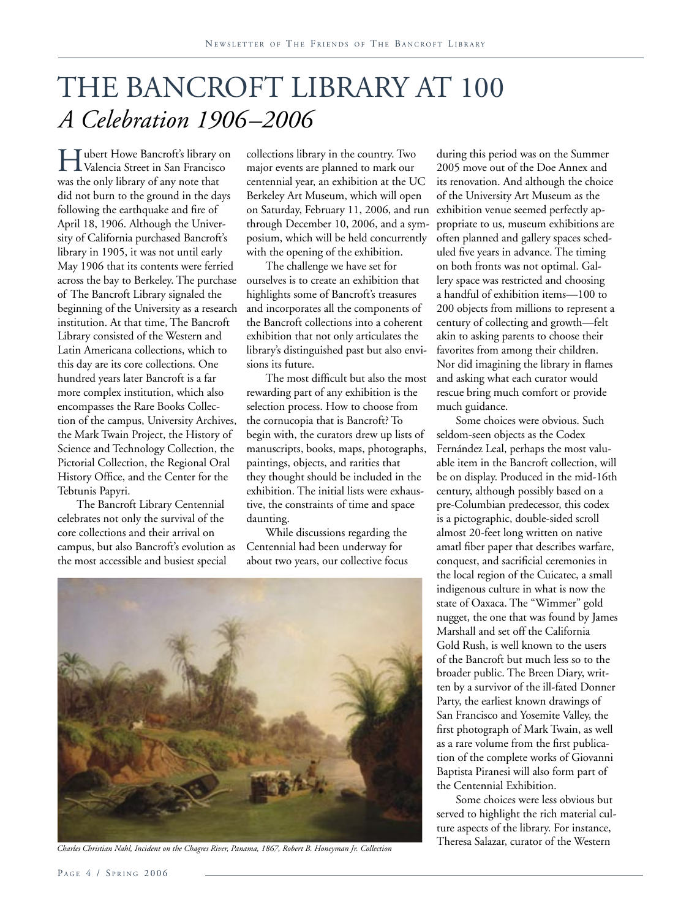# THE BANCROFT LIBRARY AT 100

## *A Celebration 1906–2006*

Hubert Howe Bancroft's library on Valencia Street in San Francisco was the only library of any note that did not burn to the ground in the days following the earthquake and fire of April 18, 1906. Although the University of California purchased Bancroft's library in 1905, it was not until early May 1906 that its contents were ferried across the bay to Berkeley. The purchase of The Bancroft Library signaled the beginning of the University as a research institution. At that time, The Bancroft Library consisted of the Western and Latin Americana collections, which to this day are its core collections. One hundred years later Bancroft is a far more complex institution, which also encompasses the Rare Books Collection of the campus, University Archives, the Mark Twain Project, the History of Science and Technology Collection, the Pictorial Collection, the Regional Oral History Office, and the Center for the Tebtunis Papyri.

The Bancroft Library Centennial celebrates not only the survival of the core collections and their arrival on campus, but also Bancroft's evolution as the most accessible and busiest special collections library in the country. Two major events are planned to mark our centennial year, an exhibition at the UC Berkeley Art Museum, which will open on Saturday, February 11, 2006, and run through December 10, 2006, and a symposium, which will be held concurrently with the opening of the exhibition.

The challenge we have set for ourselves is to create an exhibition that highlights some of Bancroft's treasures and incorporates all the components of the Bancroft collections into a coherent exhibition that not only articulates the library's distinguished past but also envisions its future.

The most difficult but also the most rewarding part of any exhibition is the selection process. How to choose from the cornucopia that is Bancroft? To begin with, the curators drew up lists of manuscripts, books, maps, photographs, paintings, objects, and rarities that they thought should be included in the exhibition. The initial lists were exhaustive, the constraints of time and space daunting.

While discussions regarding the Centennial had been underway for about two years, our collective focus during this period was on the Summer 2005 move out of the Doe Annex and its renovation. And although the choice of the University Art Museum as the exhibition venue seemed perfectly appropriate to us, museum exhibitions are often planned and gallery spaces scheduled five years in advance. The timing on both fronts was not optimal. Gallery space was restricted and choosing a handful of exhibition items—100 to 200 objects from millions to represent a century of collecting and growth—felt akin to asking parents to choose their favorites from among their children. Nor did imagining the library in flames and asking what each curator would rescue bring much comfort or provide much guidance.

Some choices were obvious. Such seldom-seen objects as the Codex Fernández Leal, perhaps the most valuable item in the Bancroft collection, will be on display. Produced in the mid-16th century, although possibly based on a pre-Columbian predecessor, this codex is a pictographic, double-sided scroll almost 20-feet long written on native amatl fiber paper that describes warfare, conquest, and sacrificial ceremonies in the local region of the Cuicatec, a small indigenous culture in what is now the state of Oaxaca. The "Wimmer" gold nugget, the one that was found by James Marshall and set off the California Gold Rush, is well known to the users of the Bancroft but much less so to the broader public. The Breen Diary, written by a survivor of the ill-fated Donner Party, the earliest known drawings of San Francisco and Yosemite Valley, the first photograph of Mark Twain, as well as a rare volume from the first publication of the complete works of Giovanni Baptista Piranesi will also form part of the Centennial Exhibition.

Some choices were less obvious but served to highlight the rich material culture aspects of the library. For instance, Theresa Salazar, curator of the Western

*Charles Christian Nahl, Incident on the Chagres River, Panama, 1867, Robert B. Honeyman Jr. Collection*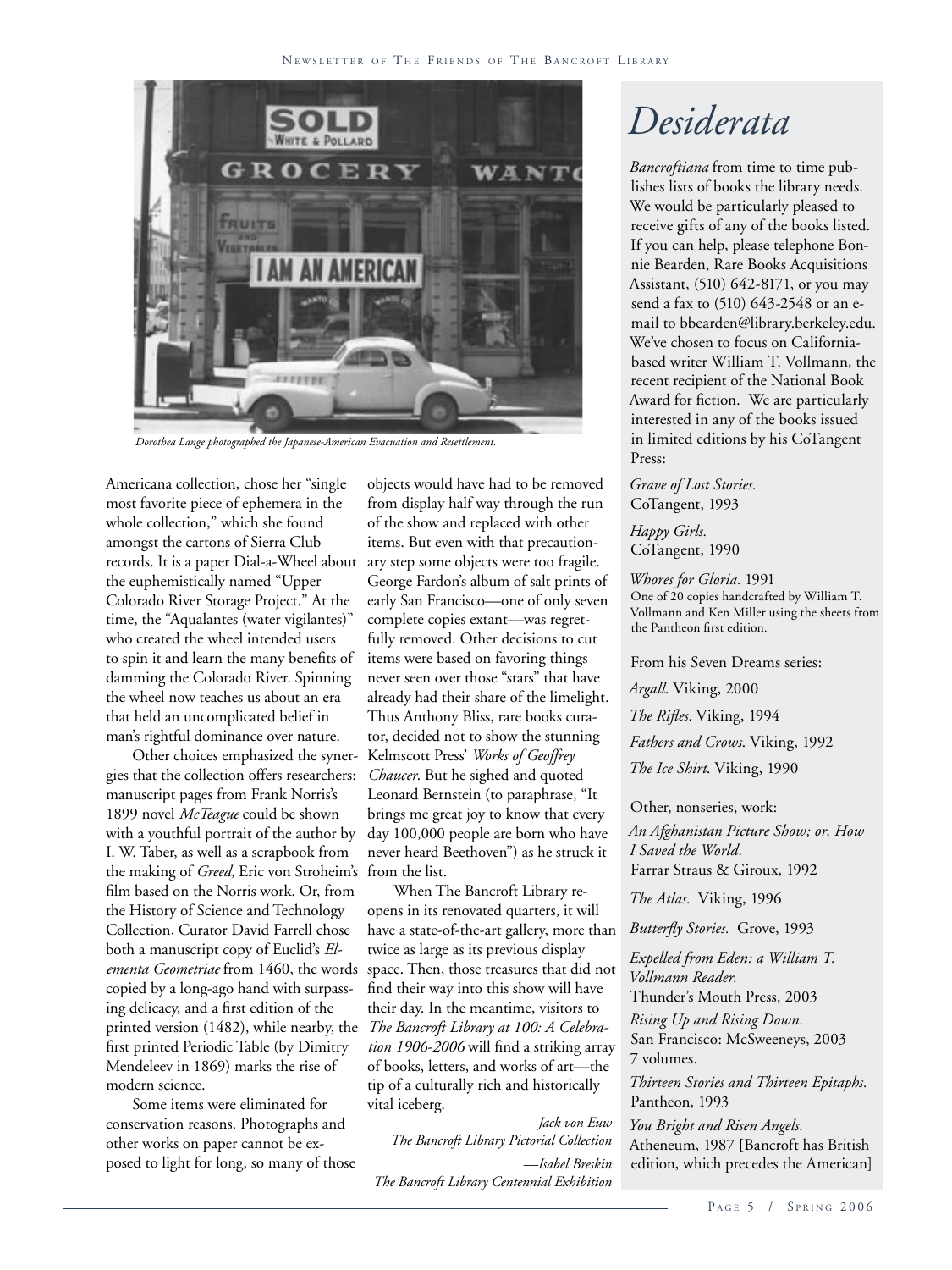*Dorothea Lange photographed the Japanese-American Evacuation and Resettlement.*

Americana collection, chose her "single most favorite piece of ephemera in the whole collection," which she found amongst the cartons of Sierra Club records. It is a paper Dial-a-Wheel about the euphemistically named "Upper Colorado River Storage Project." At the time, the "Aqualantes (water vigilantes)" who created the wheel intended users to spin it and learn the many benefits of damming the Colorado River. Spinning the wheel now teaches us about an era that held an uncomplicated belief in man's rightful dominance over nature.

Other choices emphasized the synergies that the collection offers researchers: manuscript pages from Frank Norris's 1899 novel *McTeague* could be shown with a youthful portrait of the author by I. W. Taber, as well as a scrapbook from the making of *Greed*, Eric von Stroheim's film based on the Norris work. Or, from the History of Science and Technology Collection, Curator David Farrell chose both a manuscript copy of Euclid's *Elementa Geometriae* from 1460, the words copied by a long-ago hand with surpassing delicacy, and a first edition of the printed version (1482), while nearby, the first printed Periodic Table (by Dimitry Mendeleev in 1869) marks the rise of modern science.

Some items were eliminated for conservation reasons. Photographs and other works on paper cannot be exposed to light for long, so many of those objects would have had to be removed from display half way through the run of the show and replaced with other items. But even with that precautionary step some objects were too fragile. George Fardon's album of salt prints of early San Francisco—one of only seven complete copies extant—was regretfully removed. Other decisions to cut items were based on favoring things never seen over those "stars" that have already had their share of the limelight. Thus Anthony Bliss, rare books curator, decided not to show the stunning Kelmscott Press' *Works of Geoffrey Chaucer*. But he sighed and quoted Leonard Bernstein (to paraphrase, "It brings me great joy to know that every day 100,000 people are born who have never heard Beethoven") as he struck it from the list.

When The Bancroft Library reopens in its renovated quarters, it will have a state-of-the-art gallery, more than twice as large as its previous display space. Then, those treasures that did not find their way into this show will have their day. In the meantime, visitors to *The Bancroft Library at 100: A Celebration 1906-2006* will find a striking array of books, letters, and works of art—the tip of a culturally rich and historically vital iceberg.

*—Jack von Euw*
*The Bancroft Library Pictorial Collection*

*—Isabel Breskin*
*The Bancroft Library Centennial Exhibition*

# *Desiderata*

*Bancroftiana* from time to time publishes lists of books the library needs. We would be particularly pleased to receive gifts of any of the books listed. If you can help, please telephone Bonnie Bearden, Rare Books Acquisitions Assistant, (510) 642-8171, or you may send a fax to (510) 643-2548 or an e-mail to bbearden@library.berkeley.edu. We've chosen to focus on California-based writer William T. Vollmann, the recent recipient of the National Book Award for fiction. We are particularly interested in any of the books issued in limited editions by his CoTangent Press:

*Grave of Lost Stories.*
CoTangent, 1993

*Happy Girls.*
CoTangent, 1990

*Whores for Gloria.* 1991
One of 20 copies handcrafted by William T. Vollmann and Ken Miller using the sheets from the Pantheon first edition.

From his Seven Dreams series:

*Argall*. Viking, 2000

*The Rifles.* Viking, 1994

*Fathers and Crows*. Viking, 1992

*The Ice Shirt*. Viking, 1990

Other, nonseries, work:

*An Afghanistan Picture Show; or, How I Saved the World.*
Farrar Straus & Giroux, 1992

*The Atlas.* Viking, 1996

*Butterfly Stories.* Grove, 1993

*Expelled from Eden: a William T. Vollmann Reader.*
Thunder's Mouth Press, 2003

*Rising Up and Rising Down.*
San Francisco: McSweeneys, 2003
7 volumes.

*Thirteen Stories and Thirteen Epitaphs.*
Pantheon, 1993

*You Bright and Risen Angels.*
Atheneum, 1987 [Bancroft has British edition, which precedes the American]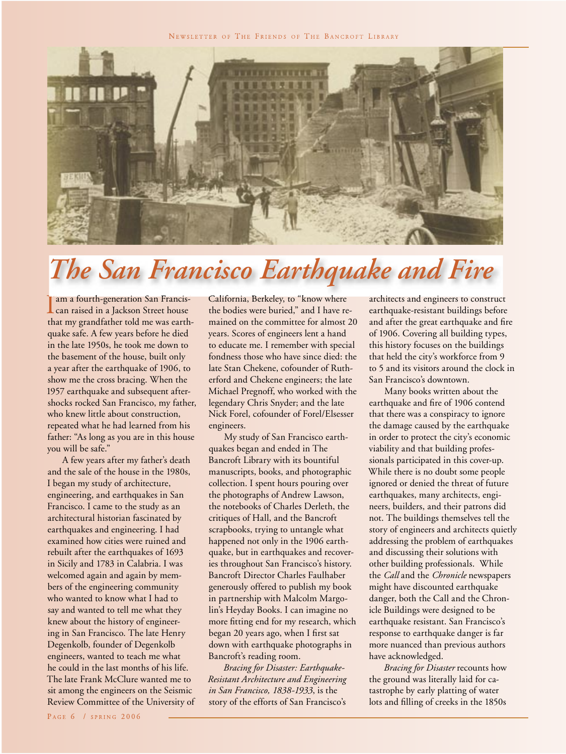# The San Francisco Earthquake and Fire

I am a fourth-generation San Franciscan raised in a Jackson Street house that my grandfather told me was earthquake safe. A few years before he died in the late 1950s, he took me down to the basement of the house, built only a year after the earthquake of 1906, to show me the cross bracing. When the 1957 earthquake and subsequent aftershocks rocked San Francisco, my father, who knew little about construction, repeated what he had learned from his father: "As long as you are in this house you will be safe."

A few years after my father's death and the sale of the house in the 1980s, I began my study of architecture, engineering, and earthquakes in San Francisco. I came to the study as an architectural historian fascinated by earthquakes and engineering. I had examined how cities were ruined and rebuilt after the earthquakes of 1693 in Sicily and 1783 in Calabria. I was welcomed again and again by members of the engineering community who wanted to know what I had to say and wanted to tell me what they knew about the history of engineering in San Francisco. The late Henry Degenkolb, founder of Degenkolb engineers, wanted to teach me what he could in the last months of his life. The late Frank McClure wanted me to sit among the engineers on the Seismic Review Committee of the University of California, Berkeley, to "know where the bodies were buried," and I have remained on the committee for almost 20 years. Scores of engineers lent a hand to educate me. I remember with special fondness those who have since died: the late Stan Chekene, cofounder of Rutherford and Chekene engineers; the late Michael Pregnoff, who worked with the legendary Chris Snyder; and the late Nick Forel, cofounder of Forel/Elsesser engineers.

My study of San Francisco earthquakes began and ended in The Bancroft Library with its bountiful manuscripts, books, and photographic collection. I spent hours pouring over the photographs of Andrew Lawson, the notebooks of Charles Derleth, the critiques of Hall, and the Bancroft scrapbooks, trying to untangle what happened not only in the 1906 earthquake, but in earthquakes and recoveries throughout San Francisco's history. Bancroft Director Charles Faulhaber generously offered to publish my book in partnership with Malcolm Margolin's Heyday Books. I can imagine no more fitting end for my research, which began 20 years ago, when I first sat down with earthquake photographs in Bancroft's reading room.

*Bracing for Disaster: Earthquake-Resistant Architecture and Engineering in San Francisco, 1838-1933*, is the story of the efforts of San Francisco's architects and engineers to construct earthquake-resistant buildings before and after the great earthquake and fire of 1906. Covering all building types, this history focuses on the buildings that held the city's workforce from 9 to 5 and its visitors around the clock in San Francisco's downtown.

Many books written about the earthquake and fire of 1906 contend that there was a conspiracy to ignore the damage caused by the earthquake in order to protect the city's economic viability and that building professionals participated in this cover-up. While there is no doubt some people ignored or denied the threat of future earthquakes, many architects, engineers, builders, and their patrons did not. The buildings themselves tell the story of engineers and architects quietly addressing the problem of earthquakes and discussing their solutions with other building professionals. While the *Call* and the *Chronicle* newspapers might have discounted earthquake danger, both the Call and the Chronicle Buildings were designed to be earthquake resistant. San Francisco's response to earthquake danger is far more nuanced than previous authors have acknowledged.

*Bracing for Disaster* recounts how the ground was literally laid for catastrophe by early platting of water lots and filling of creeks in the 1850s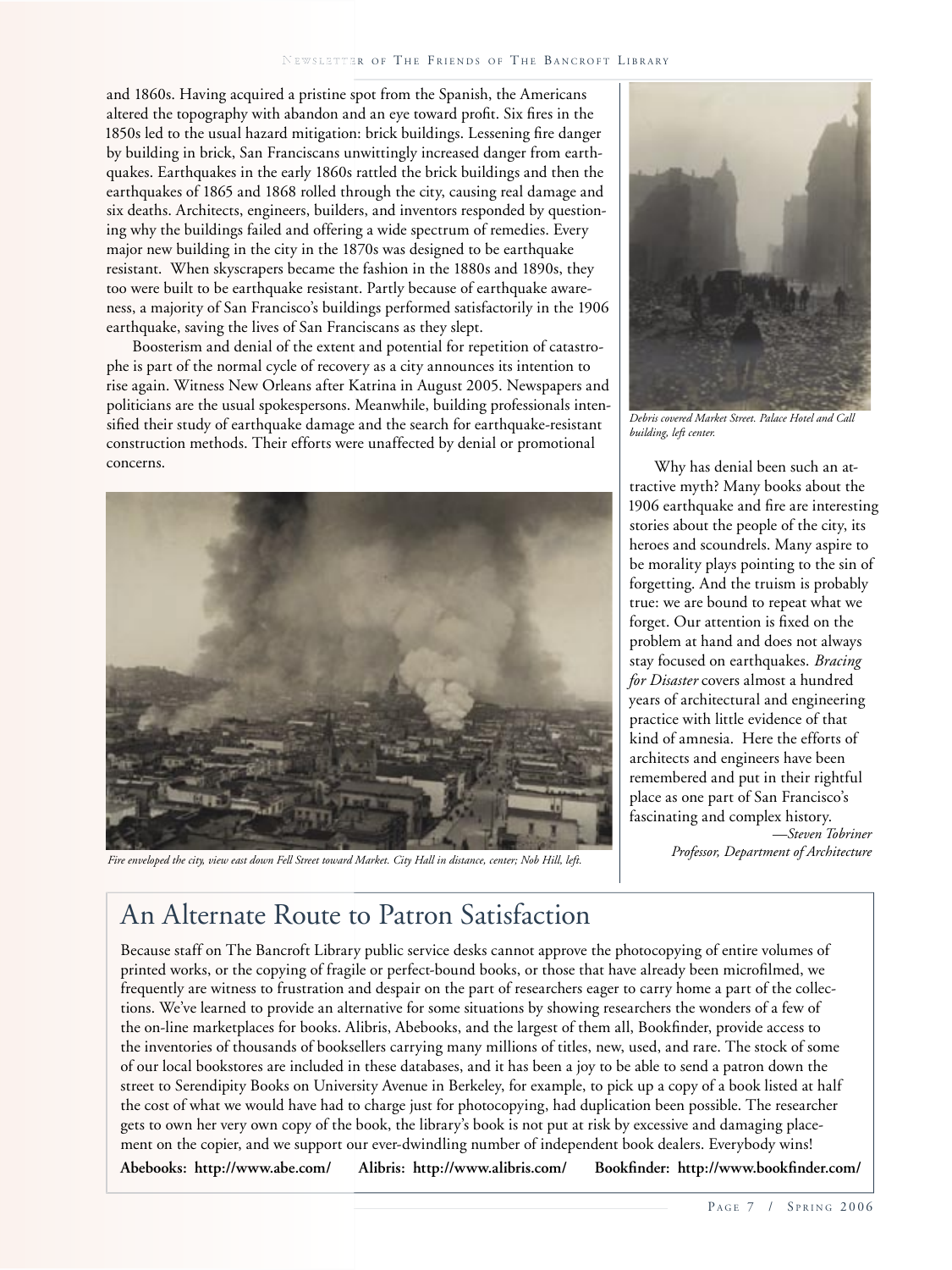and 1860s. Having acquired a pristine spot from the Spanish, the Americans altered the topography with abandon and an eye toward profit. Six fires in the 1850s led to the usual hazard mitigation: brick buildings. Lessening fire danger by building in brick, San Franciscans unwittingly increased danger from earthquakes. Earthquakes in the early 1860s rattled the brick buildings and then the earthquakes of 1865 and 1868 rolled through the city, causing real damage and six deaths. Architects, engineers, builders, and inventors responded by questioning why the buildings failed and offering a wide spectrum of remedies. Every major new building in the city in the 1870s was designed to be earthquake resistant. When skyscrapers became the fashion in the 1880s and 1890s, they too were built to be earthquake resistant. Partly because of earthquake awareness, a majority of San Francisco's buildings performed satisfactorily in the 1906 earthquake, saving the lives of San Franciscans as they slept.

Boosterism and denial of the extent and potential for repetition of catastrophe is part of the normal cycle of recovery as a city announces its intention to rise again. Witness New Orleans after Katrina in August 2005. Newspapers and politicians are the usual spokespersons. Meanwhile, building professionals intensified their study of earthquake damage and the search for earthquake-resistant construction methods. Their efforts were unaffected by denial or promotional concerns.

*Debris covered Market Street. Palace Hotel and Call building, left center.*

*Fire enveloped the city, view east down Fell Street toward Market. City Hall in distance, center; Nob Hill, left.*

Why has denial been such an attractive myth? Many books about the 1906 earthquake and fire are interesting stories about the people of the city, its heroes and scoundrels. Many aspire to be morality plays pointing to the sin of forgetting. And the truism is probably true: we are bound to repeat what we forget. Our attention is fixed on the problem at hand and does not always stay focused on earthquakes. *Bracing for Disaster* covers almost a hundred years of architectural and engineering practice with little evidence of that kind of amnesia. Here the efforts of architects and engineers have been remembered and put in their rightful place as one part of San Francisco's fascinating and complex history.

*—Steven Tobriner*
*Professor, Department of Architecture*

# An Alternate Route to Patron Satisfaction

Because staff on The Bancroft Library public service desks cannot approve the photocopying of entire volumes of printed works, or the copying of fragile or perfect-bound books, or those that have already been microfilmed, we frequently are witness to frustration and despair on the part of researchers eager to carry home a part of the collections. We've learned to provide an alternative for some situations by showing researchers the wonders of a few of the on-line marketplaces for books. Alibris, Abebooks, and the largest of them all, Bookfinder, provide access to the inventories of thousands of booksellers carrying many millions of titles, new, used, and rare. The stock of some of our local bookstores are included in these databases, and it has been a joy to be able to send a patron down the street to Serendipity Books on University Avenue in Berkeley, for example, to pick up a copy of a book listed at half the cost of what we would have had to charge just for photocopying, had duplication been possible. The researcher gets to own her very own copy of the book, the library's book is not put at risk by excessive and damaging placement on the copier, and we support our ever-dwindling number of independent book dealers. Everybody wins!

**Abebooks: http://www.abe.com/ Alibris: http://www.alibris.com/ Bookfinder: http://www.bookfinder.com/**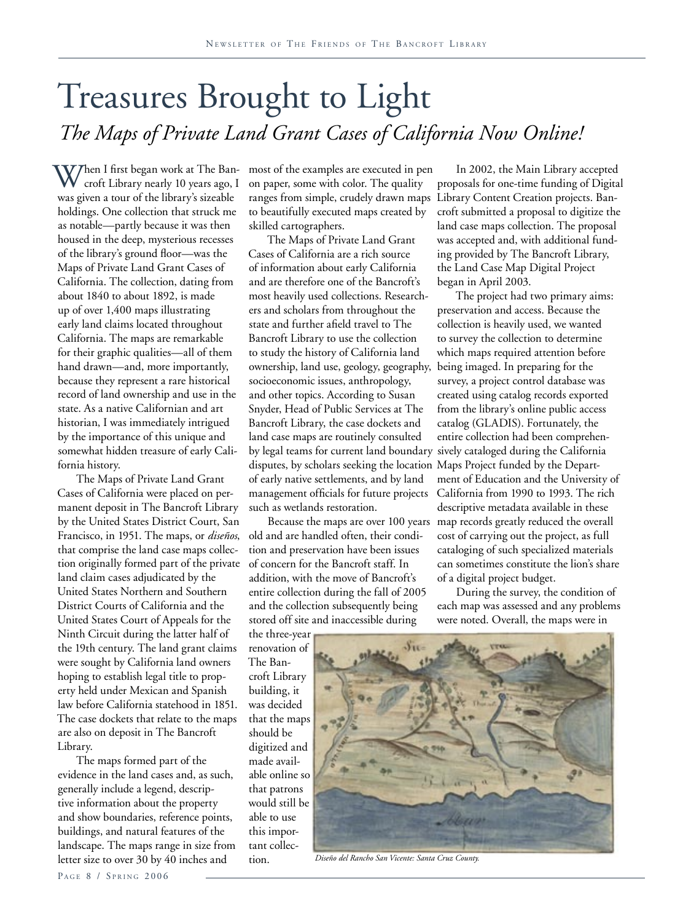# Treasures Brought to Light

## *The Maps of Private Land Grant Cases of California Now Online!*

When I first began work at The Bancroft Library nearly 10 years ago, I was given a tour of the library's sizeable holdings. One collection that struck me as notable—partly because it was then housed in the deep, mysterious recesses of the library's ground floor—was the Maps of Private Land Grant Cases of California. The collection, dating from about 1840 to about 1892, is made up of over 1,400 maps illustrating early land claims located throughout California. The maps are remarkable for their graphic qualities—all of them hand drawn—and, more importantly, because they represent a rare historical record of land ownership and use in the state. As a native Californian and art historian, I was immediately intrigued by the importance of this unique and somewhat hidden treasure of early California history.

The Maps of Private Land Grant Cases of California were placed on permanent deposit in The Bancroft Library by the United States District Court, San Francisco, in 1951. The maps, or *diseños*, that comprise the land case maps collection originally formed part of the private land claim cases adjudicated by the United States Northern and Southern District Courts of California and the United States Court of Appeals for the Ninth Circuit during the latter half of the 19th century. The land grant claims were sought by California land owners hoping to establish legal title to property held under Mexican and Spanish law before California statehood in 1851. The case dockets that relate to the maps are also on deposit in The Bancroft Library.

The maps formed part of the evidence in the land cases and, as such, generally include a legend, descriptive information about the property and show boundaries, reference points, buildings, and natural features of the landscape. The maps range in size from letter size to over 30 by 40 inches and most of the examples are executed in pen on paper, some with color. The quality ranges from simple, crudely drawn maps to beautifully executed maps created by skilled cartographers.

The Maps of Private Land Grant Cases of California are a rich source of information about early California and are therefore one of the Bancroft's most heavily used collections. Researchers and scholars from throughout the state and further afield travel to The Bancroft Library to use the collection to study the history of California land ownership, land use, geology, geography, socioeconomic issues, anthropology, and other topics. According to Susan Snyder, Head of Public Services at The Bancroft Library, the case dockets and land case maps are routinely consulted by legal teams for current land boundary disputes, by scholars seeking the location of early native settlements, and by land management officials for future projects such as wetlands restoration.

Because the maps are over 100 years old and are handled often, their condition and preservation have been issues of concern for the Bancroft staff. In addition, with the move of Bancroft's entire collection during the fall of 2005 and the collection subsequently being stored off site and inaccessible during the three-year renovation of The Bancroft Library building, it was decided that the maps should be digitized and made available online so that patrons would still be able to use this important collection.

*Diseño del Rancho San Vicente: Santa Cruz County.*

In 2002, the Main Library accepted proposals for one-time funding of Digital Library Content Creation projects. Bancroft submitted a proposal to digitize the land case maps collection. The proposal was accepted and, with additional funding provided by The Bancroft Library, the Land Case Map Digital Project began in April 2003.

The project had two primary aims: preservation and access. Because the collection is heavily used, we wanted to survey the collection to determine which maps required attention before being imaged. In preparing for the survey, a project control database was created using catalog records exported from the library's online public access catalog (GLADIS). Fortunately, the entire collection had been comprehensively cataloged during the California Maps Project funded by the Department of Education and the University of California from 1990 to 1993. The rich descriptive metadata available in these map records greatly reduced the overall cost of carrying out the project, as full cataloging of such specialized materials can sometimes constitute the lion's share of a digital project budget.

During the survey, the condition of each map was assessed and any problems were noted. Overall, the maps were in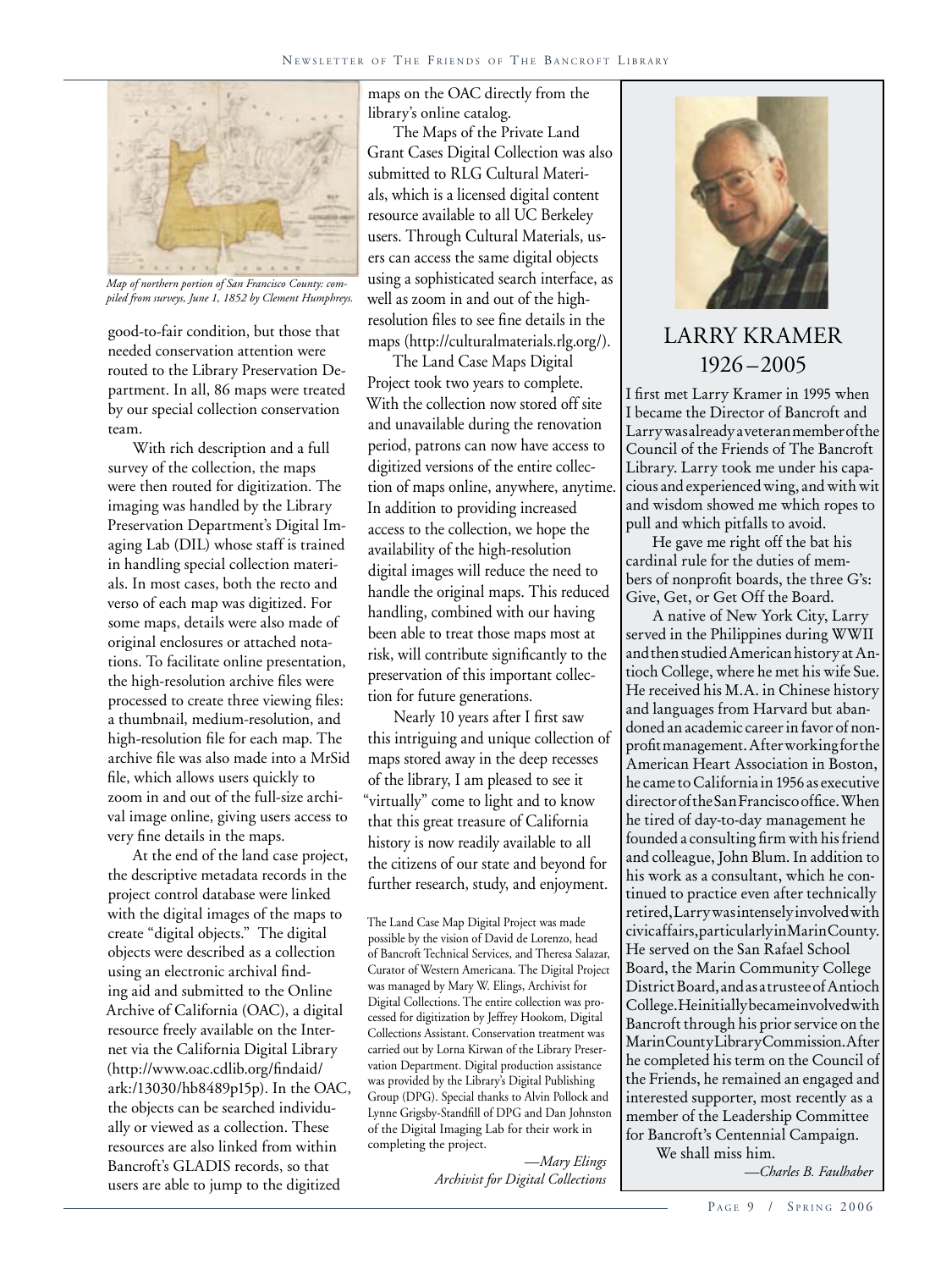*Map of northern portion of San Francisco County: compiled from surveys, June 1, 1852 by Clement Humphreys.*

good-to-fair condition, but those that needed conservation attention were routed to the Library Preservation Department. In all, 86 maps were treated by our special collection conservation team.

With rich description and a full survey of the collection, the maps were then routed for digitization. The imaging was handled by the Library Preservation Department's Digital Imaging Lab (DIL) whose staff is trained in handling special collection materials. In most cases, both the recto and verso of each map was digitized. For some maps, details were also made of original enclosures or attached notations. To facilitate online presentation, the high-resolution archive files were processed to create three viewing files: a thumbnail, medium-resolution, and high-resolution file for each map. The archive file was also made into a MrSid file, which allows users quickly to zoom in and out of the full-size archival image online, giving users access to very fine details in the maps.

At the end of the land case project, the descriptive metadata records in the project control database were linked with the digital images of the maps to create "digital objects." The digital objects were described as a collection using an electronic archival finding aid and submitted to the Online Archive of California (OAC), a digital resource freely available on the Internet via the California Digital Library (http://www.oac.cdlib.org/findaid/ark:/13030/hb8489p15p). In the OAC, the objects can be searched individually or viewed as a collection. These resources are also linked from within Bancroft's GLADIS records, so that users are able to jump to the digitized maps on the OAC directly from the library's online catalog.

The Maps of the Private Land Grant Cases Digital Collection was also submitted to RLG Cultural Materials, which is a licensed digital content resource available to all UC Berkeley users. Through Cultural Materials, users can access the same digital objects using a sophisticated search interface, as well as zoom in and out of the high-resolution files to see fine details in the maps (http://culturalmaterials.rlg.org/).

The Land Case Maps Digital Project took two years to complete. With the collection now stored off site and unavailable during the renovation period, patrons can now have access to digitized versions of the entire collection of maps online, anywhere, anytime. In addition to providing increased access to the collection, we hope the availability of the high-resolution digital images will reduce the need to handle the original maps. This reduced handling, combined with our having been able to treat those maps most at risk, will contribute significantly to the preservation of this important collection for future generations.

Nearly 10 years after I first saw this intriguing and unique collection of maps stored away in the deep recesses of the library, I am pleased to see it "virtually" come to light and to know that this great treasure of California history is now readily available to all the citizens of our state and beyond for further research, study, and enjoyment.

The Land Case Map Digital Project was made possible by the vision of David de Lorenzo, head of Bancroft Technical Services, and Theresa Salazar, Curator of Western Americana. The Digital Project was managed by Mary W. Elings, Archivist for Digital Collections. The entire collection was processed for digitization by Jeffrey Hookom, Digital Collections Assistant. Conservation treatment was carried out by Lorna Kirwan of the Library Preservation Department. Digital production assistance was provided by the Library's Digital Publishing Group (DPG). Special thanks to Alvin Pollock and Lynne Grigsby-Standfill of DPG and Dan Johnston of the Digital Imaging Lab for their work in completing the project.

*—Mary Elings*
*Archivist for Digital Collections*

## LARRY KRAMER
## 1926 – 2005

I first met Larry Kramer in 1995 when I became the Director of Bancroft and Larry was already a veteran member of the Council of the Friends of The Bancroft Library. Larry took me under his capacious and experienced wing, and with wit and wisdom showed me which ropes to pull and which pitfalls to avoid.

He gave me right off the bat his cardinal rule for the duties of members of nonprofit boards, the three G's: Give, Get, or Get Off the Board.

A native of New York City, Larry served in the Philippines during WWII and then studied American history at Antioch College, where he met his wife Sue. He received his M.A. in Chinese history and languages from Harvard but abandoned an academic career in favor of nonprofit management. After working for the American Heart Association in Boston, he came to California in 1956 as executive director of the San Francisco office. When he tired of day-to-day management he founded a consulting firm with his friend and colleague, John Blum. In addition to his work as a consultant, which he continued to practice even after technically retired, Larry was intensely involved with civic affairs, particularly in Marin County. He served on the San Rafael School Board, the Marin Community College District Board, and as a trustee of Antioch College. He initially became involved with Bancroft through his prior service on the Marin County Library Commission. After he completed his term on the Council of the Friends, he remained an engaged and interested supporter, most recently as a member of the Leadership Committee for Bancroft's Centennial Campaign.

We shall miss him.

*—Charles B. Faulhaber*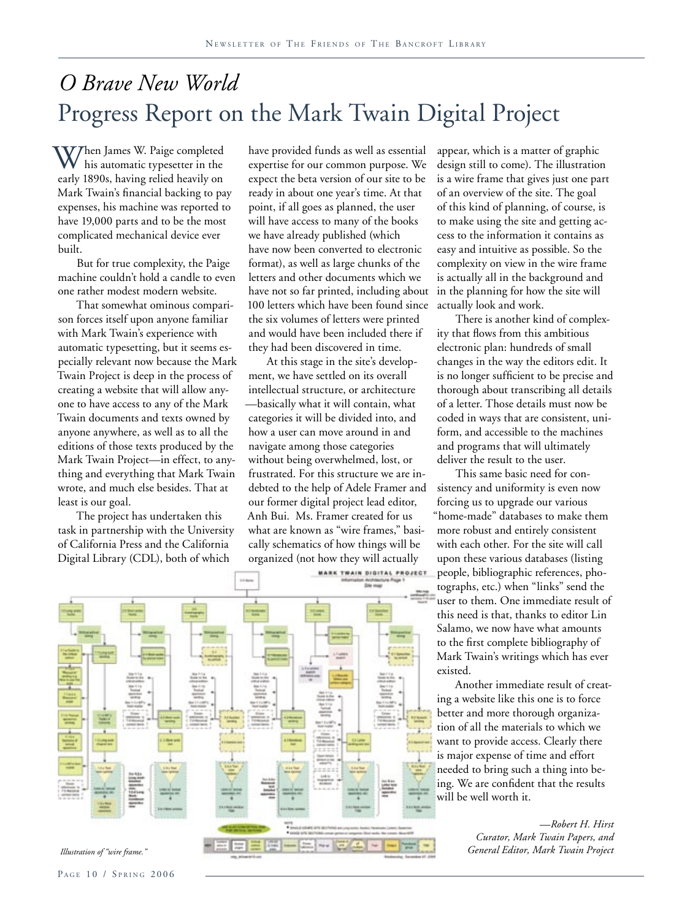# *O Brave New World*
# Progress Report on the Mark Twain Digital Project

When James W. Paige completed his automatic typesetter in the early 1890s, having relied heavily on Mark Twain's financial backing to pay expenses, his machine was reported to have 19,000 parts and to be the most complicated mechanical device ever built.

But for true complexity, the Paige machine couldn't hold a candle to even one rather modest modern website.

That somewhat ominous comparison forces itself upon anyone familiar with Mark Twain's experience with automatic typesetting, but it seems especially relevant now because the Mark Twain Project is deep in the process of creating a website that will allow anyone to have access to any of the Mark Twain documents and texts owned by anyone anywhere, as well as to all the editions of those texts produced by the Mark Twain Project—in effect, to anything and everything that Mark Twain wrote, and much else besides. That at least is our goal.

The project has undertaken this task in partnership with the University of California Press and the California Digital Library (CDL), both of which have provided funds as well as essential expertise for our common purpose. We expect the beta version of our site to be ready in about one year's time. At that point, if all goes as planned, the user will have access to many of the books we have already published (which have now been converted to electronic format), as well as large chunks of the letters and other documents which we have not so far printed, including about 100 letters which have been found since the six volumes of letters were printed and would have been included there if they had been discovered in time.

At this stage in the site's development, we have settled on its overall intellectual structure, or architecture—basically what it will contain, what categories it will be divided into, and how a user can move around in and navigate among those categories without being overwhelmed, lost, or frustrated. For this structure we are indebted to the help of Adele Framer and our former digital project lead editor, Anh Bui. Ms. Framer created for us what are known as "wire frames," basically schematics of how things will be organized (not how they will actually appear, which is a matter of graphic design still to come). The illustration is a wire frame that gives just one part of an overview of the site. The goal of this kind of planning, of course, is to make using the site and getting access to the information it contains as easy and intuitive as possible. So the complexity on view in the wire frame is actually all in the background and in the planning for how the site will actually look and work.

There is another kind of complexity that flows from this ambitious electronic plan: hundreds of small changes in the way the editors edit. It is no longer sufficient to be precise and thorough about transcribing all details of a letter. Those details must now be coded in ways that are consistent, uniform, and accessible to the machines and programs that will ultimately deliver the result to the user.

This same basic need for consistency and uniformity is even now forcing us to upgrade our various "home-made" databases to make them more robust and entirely consistent with each other. For the site will call upon these various databases (listing people, bibliographic references, photographs, etc.) when "links" send the user to them. One immediate result of this need is that, thanks to editor Lin Salamo, we now have what amounts to the first complete bibliography of Mark Twain's writings which has ever existed.

Another immediate result of creating a website like this one is to force better and more thorough organization of all the materials to which we want to provide access. Clearly there is major expense of time and effort needed to bring such a thing into being. We are confident that the results will be well worth it.

*—Robert H. Hirst*
*Curator, Mark Twain Papers, and*
*General Editor, Mark Twain Project*

*Illustration of "wire frame."*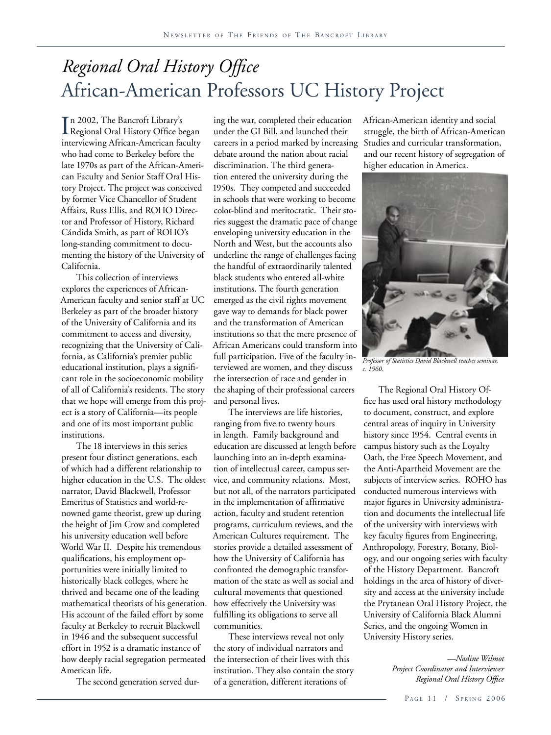# *Regional Oral History Office*

# African-American Professors UC History Project

In 2002, The Bancroft Library's Regional Oral History Office began interviewing African-American faculty who had come to Berkeley before the late 1970s as part of the African-American Faculty and Senior Staff Oral History Project. The project was conceived by former Vice Chancellor of Student Affairs, Russ Ellis, and ROHO Director and Professor of History, Richard Cándida Smith, as part of ROHO's long-standing commitment to documenting the history of the University of California.

This collection of interviews explores the experiences of African-American faculty and senior staff at UC Berkeley as part of the broader history of the University of California and its commitment to access and diversity, recognizing that the University of California, as California's premier public educational institution, plays a significant role in the socioeconomic mobility of all of California's residents. The story that we hope will emerge from this project is a story of California—its people and one of its most important public institutions.

The 18 interviews in this series present four distinct generations, each of which had a different relationship to higher education in the U.S. The oldest narrator, David Blackwell, Professor Emeritus of Statistics and world-renowned game theorist, grew up during the height of Jim Crow and completed his university education well before World War II. Despite his tremendous qualifications, his employment opportunities were initially limited to historically black colleges, where he thrived and became one of the leading mathematical theorists of his generation. His account of the failed effort by some faculty at Berkeley to recruit Blackwell in 1946 and the subsequent successful effort in 1952 is a dramatic instance of how deeply racial segregation permeated American life.

The second generation served during the war, completed their education under the GI Bill, and launched their careers in a period marked by increasing debate around the nation about racial discrimination. The third generation entered the university during the 1950s. They competed and succeeded in schools that were working to become color-blind and meritocratic. Their stories suggest the dramatic pace of change enveloping university education in the North and West, but the accounts also underline the range of challenges facing the handful of extraordinarily talented black students who entered all-white institutions. The fourth generation emerged as the civil rights movement gave way to demands for black power and the transformation of American institutions so that the mere presence of African Americans could transform into full participation. Five of the faculty interviewed are women, and they discuss the intersection of race and gender in the shaping of their professional careers and personal lives.

The interviews are life histories, ranging from five to twenty hours in length. Family background and education are discussed at length before launching into an in-depth examination of intellectual career, campus service, and community relations. Most, but not all, of the narrators participated in the implementation of affirmative action, faculty and student retention programs, curriculum reviews, and the American Cultures requirement. The stories provide a detailed assessment of how the University of California has confronted the demographic transformation of the state as well as social and cultural movements that questioned how effectively the University was fulfilling its obligations to serve all communities.

These interviews reveal not only the story of individual narrators and the intersection of their lives with this institution. They also contain the story of a generation, different iterations of African-American identity and social struggle, the birth of African-American Studies and curricular transformation, and our recent history of segregation of higher education in America.

*Professor of Statistics David Blackwell teaches seminar, c. 1960.*

The Regional Oral History Office has used oral history methodology to document, construct, and explore central areas of inquiry in University history since 1954. Central events in campus history such as the Loyalty Oath, the Free Speech Movement, and the Anti-Apartheid Movement are the subjects of interview series. ROHO has conducted numerous interviews with major figures in University administration and documents the intellectual life of the university with interviews with key faculty figures from Engineering, Anthropology, Forestry, Botany, Biology, and our ongoing series with faculty of the History Department. Bancroft holdings in the area of history of diversity and access at the university include the Prytanean Oral History Project, the University of California Black Alumni Series, and the ongoing Women in University History series.

*—Nadine Wilmot*
*Project Coordinator and Interviewer*
*Regional Oral History Office*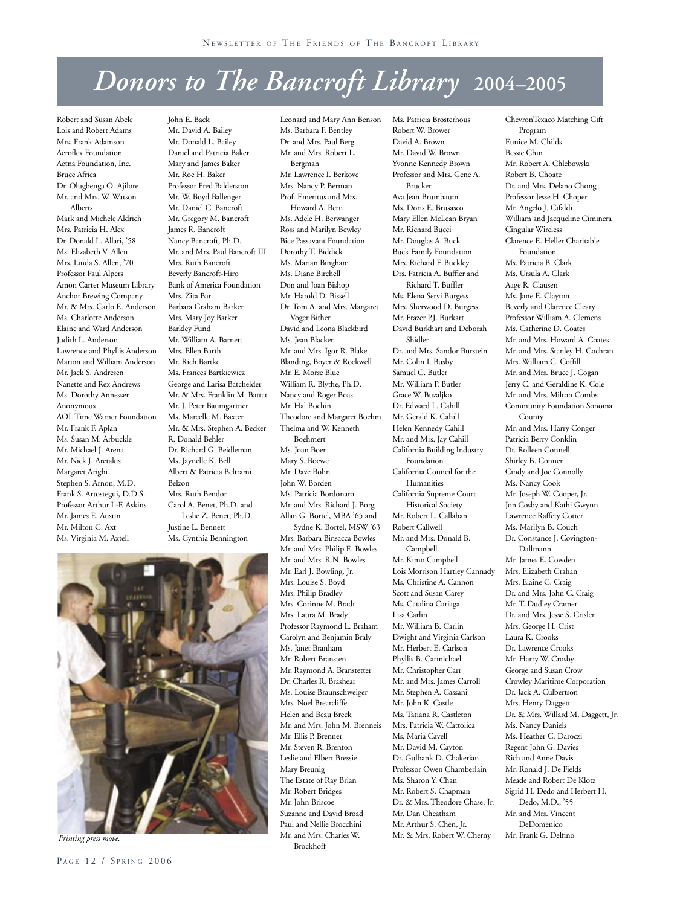# *Donors to The Bancroft Library* 2004–2005

Robert and Susan Abele
Lois and Robert Adams
Mrs. Frank Adamson
Aeroflex Foundation
Aetna Foundation, Inc.
Bruce Africa
Dr. Olugbenga O. Ajilore
Mr. and Mrs. W. Watson Alberts
Mark and Michele Aldrich
Mrs. Patricia H. Alex
Dr. Donald L. Allari, '58
Ms. Elizabeth V. Allen
Mrs. Linda S. Allen, '70
Professor Paul Alpers
Amon Carter Museum Library
Anchor Brewing Company
Mr. & Mrs. Carlo E. Anderson
Ms. Charlotte Anderson
Elaine and Ward Anderson
Judith L. Anderson
Lawrence and Phyllis Anderson
Marion and William Anderson
Mr. Jack S. Andresen
Nanette and Rex Andrews
Ms. Dorothy Annesser
Anonymous
AOL Time Warner Foundation
Mr. Frank F. Aplan
Ms. Susan M. Arbuckle
Mr. Michael J. Arena
Mr. Nick J. Aretakis
Margaret Arighi
Stephen S. Arnon, M.D.
Frank S. Artostegui, D.D.S.
Professor Arthur L-F. Askins
Mr. James E. Austin
Mr. Milton C. Axt
Ms. Virginia M. Axtell
John E. Back
Mr. David A. Bailey
Mr. Donald L. Bailey
Daniel and Patricia Baker
Mary and James Baker
Mr. Roe H. Baker
Professor Fred Balderston
Mr. W. Boyd Ballenger
Mr. Daniel C. Bancroft
Mr. Gregory M. Bancroft
James R. Bancroft
Nancy Bancroft, Ph.D.
Mr. and Mrs. Paul Bancroft III
Mrs. Ruth Bancroft
Beverly Bancroft-Hiro
Bank of America Foundation
Mrs. Zita Bar
Barbara Graham Barker
Mrs. Mary Joy Barker
Barkley Fund
Mr. William A. Barnett
Mrs. Ellen Barth
Mr. Rich Bartke
Ms. Frances Bartkiewicz
George and Larisa Batchelder
Mr. & Mrs. Franklin M. Battat
Mr. J. Peter Baumgartner
Ms. Marcelle M. Baxter
Mr. & Mrs. Stephen A. Becker
R. Donald Behler
Dr. Richard G. Beidleman
Ms. Jaynelle K. Bell
Albert & Patricia Beltrami
Belzon
Mrs. Ruth Bendor
Carol A. Benet, Ph.D. and Leslie Z. Benet, Ph.D.
Justine L. Bennett
Ms. Cynthia Bennington

*Printing press move.*

Leonard and Mary Ann Benson
Ms. Barbara F. Bentley
Dr. and Mrs. Paul Berg
Mr. and Mrs. Robert L. Bergman
Mr. Lawrence I. Berkove
Mrs. Nancy P. Berman
Prof. Emeritus and Mrs. Howard A. Bern
Ms. Adele H. Berwanger
Ross and Marilyn Bewley
Bice Passavant Foundation
Dorothy T. Biddick
Ms. Marian Bingham
Ms. Diane Birchell
Don and Joan Bishop
Mr. Harold D. Bissell
Dr. Tom A. and Mrs. Margaret Voger Bither
David and Leona Blackbird
Ms. Jean Blacker
Mr. and Mrs. Igor R. Blake
Blanding, Boyer & Rockwell
Mr. E. Morse Blue
William R. Blythe, Ph.D.
Nancy and Roger Boas
Mr. Hal Bochin
Theodore and Margaret Boehm
Thelma and W. Kenneth Boehmert
Ms. Joan Boer
Mary S. Boewe
Mr. Dave Bohn
John W. Borden
Ms. Patricia Bordonaro
Mr. and Mrs. Richard J. Borg
Allan G. Bortel, MBA '65 and Sydne K. Bortel, MSW '63
Mrs. Barbara Binsacca Bowles
Mr. and Mrs. Philip E. Bowles
Mr. and Mrs. R.N. Bowles
Mr. Earl J. Bowling, Jr.
Mrs. Louise S. Boyd
Mrs. Philip Bradley
Mrs. Corinne M. Bradt
Mrs. Laura M. Brady
Professor Raymond L. Braham
Carolyn and Benjamin Braly
Ms. Janet Branham
Mr. Robert Bransten
Mr. Raymond A. Branstetter
Dr. Charles R. Brashear
Ms. Louise Braunschweiger
Mrs. Noel Brearcliffe
Helen and Beau Breck
Mr. and Mrs. John M. Brenneis
Mr. Ellis P. Brenner
Mr. Steven R. Brenton
Leslie and Elbert Bressie
Mary Breunig
The Estate of Ray Brian
Mr. Robert Bridges
Mr. John Briscoe
Suzanne and David Broad
Paul and Nellie Brocchini
Mr. and Mrs. Charles W. Brockhoff
Ms. Patricia Brosterhous
Robert W. Brower
David A. Brown
Mr. David W. Brown
Yvonne Kennedy Brown
Professor and Mrs. Gene A. Brucker
Ava Jean Brumbaum
Ms. Doris E. Brusasco
Mary Ellen McLean Bryan
Mr. Richard Bucci
Mr. Douglas A. Buck
Buck Family Foundation
Mrs. Richard F. Buckley
Drs. Patricia A. Buffler and Richard T. Buffler
Ms. Elena Servi Burgess
Mrs. Sherwood D. Burgess
Mr. Frazer P.J. Burkart
David Burkhart and Deborah Shidler
Dr. and Mrs. Sandor Burstein
Mr. Colin I. Busby
Samuel C. Butler
Mr. William P. Butler
Grace W. Buzaljko
Dr. Edward L. Cahill
Mr. Gerald K. Cahill
Helen Kennedy Cahill
Mr. and Mrs. Jay Cahill
California Building Industry Foundation
California Council for the Humanities
California Supreme Court Historical Society
Mr. Robert L. Callahan
Robert Callwell
Mr. and Mrs. Donald B. Campbell
Mr. Kimo Campbell
Lois Morrison Hartley Cannady
Ms. Christine A. Cannon
Scott and Susan Carey
Ms. Catalina Cariaga
Lisa Carlin
Mr. William B. Carlin
Dwight and Virginia Carlson
Mr. Herbert E. Carlson
Phyllis B. Carmichael
Mr. Christopher Carr
Mr. and Mrs. James Carroll
Mr. Stephen A. Cassani
Mr. John K. Castle
Ms. Tatiana R. Castleton
Mrs. Patricia W. Cattolica
Ms. Maria Cavell
Mr. David M. Cayton
Dr. Gulbank D. Chakerian
Professor Owen Chamberlain
Ms. Sharon Y. Chan
Mr. Robert S. Chapman
Dr. & Mrs. Theodore Chase, Jr.
Mr. Dan Cheatham
Mr. Arthur S. Chen, Jr.
Mr. & Mrs. Robert W. Cherny
ChevronTexaco Matching Gift Program
Eunice M. Childs
Bessie Chin
Mr. Robert A. Chlebowski
Robert B. Choate
Dr. and Mrs. Delano Chong
Professor Jesse H. Choper
Mr. Angelo J. Cifaldi
William and Jacqueline Ciminera
Cingular Wireless
Clarence E. Heller Charitable Foundation
Ms. Patricia B. Clark
Ms. Ursula A. Clark
Aage R. Clausen
Ms. Jane E. Clayton
Beverly and Clarence Cleary
Professor William A. Clemens
Ms. Catherine D. Coates
Mr. and Mrs. Howard A. Coates
Mr. and Mrs. Stanley H. Cochran
Mrs. William C. Coffill
Mr. and Mrs. Bruce J. Cogan
Jerry C. and Geraldine K. Cole
Mr. and Mrs. Milton Combs
Community Foundation Sonoma County
Mr. and Mrs. Harry Conger
Patricia Berry Conklin
Dr. Rolleen Connell
Shirley B. Conner
Cindy and Joe Connolly
Ms. Nancy Cook
Mr. Joseph W. Cooper, Jr.
Jon Cosby and Kathi Gwynn
Lawrence Raffety Cotter
Ms. Marilyn B. Couch
Dr. Constance J. Covington-Dallmann
Mr. James E. Cowden
Mrs. Elizabeth Crahan
Mrs. Elaine C. Craig
Dr. and Mrs. John C. Craig
Mr. T. Dudley Cramer
Dr. and Mrs. Jesse S. Crisler
Mrs. George H. Crist
Laura K. Crooks
Dr. Lawrence Crooks
Mr. Harry W. Crosby
George and Susan Crow
Crowley Maritime Corporation
Dr. Jack A. Culbertson
Mrs. Henry Daggett
Dr. & Mrs. Willard M. Daggett, Jr.
Ms. Nancy Daniels
Ms. Heather C. Daroczi
Regent John G. Davies
Rich and Anne Davis
Mr. Ronald J. De Fields
Meade and Robert De Klotz
Sigrid H. Dedo and Herbert H. Dedo, M.D., '55
Mr. and Mrs. Vincent DeDomenico
Mr. Frank G. Delfino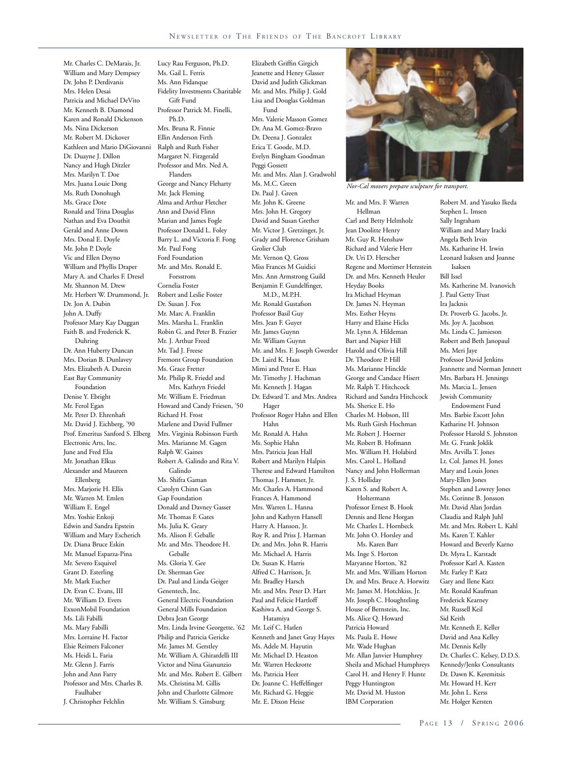Mr. Charles C. DeMarais, Jr.
William and Mary Dempsey
Dr. John P. Derdivanis
Mrs. Helen Desai
Patricia and Michael DeVito
Mr. Kenneth B. Diamond
Karen and Ronald Dickenson
Ms. Nina Dickerson
Mr. Robert M. Dickover
Kathleen and Mario DiGiovanni
Dr. Duayne J. Dillon
Nancy and Hugh Ditzler
Mrs. Marilyn T. Doe
Mrs. Juana Louie Dong
Ms. Ruth Donohugh
Ms. Grace Dote
Ronald and Trina Douglas
Nathan and Eva Douthit
Gerald and Anne Down
Mrs. Donal E. Doyle
Mr. John P. Doyle
Vic and Ellen Doyno
William and Phyllis Draper
Mary A. and Charles F. Dresel
Mr. Shannon M. Drew
Mr. Herbert W. Drummond, Jr.
Dr. Jon A. Dubin
John A. Duffy
Professor Mary Kay Duggan
Faith B. and Frederick K. Duhring
Dr. Ann Huberty Duncan
Mrs. Dorian B. Dunlavey
Mrs. Elizabeth A. Durein
East Bay Community Foundation
Denise Y. Ebright
Mr. Ferol Egan
Mr. Peter D. Ehrenhaft
Mr. David J. Eichberg, '90
Prof. Emeritus Sanford S. Elberg
Electronic Arts, Inc.
June and Fred Elia
Mr. Jonathan Elkus
Alexander and Maureen Ellenberg
Mrs. Marjorie H. Ellis
Mr. Warren M. Emlen
William E. Engel
Mrs. Yoshie Enkoji
Edwin and Sandra Epstein
William and Mary Escherich
Dr. Diana Bruce Eskin
Mr. Manuel Esparza-Pina
Mr. Severo Esquivel
Grant D. Esterling
Mr. Mark Eucher
Dr. Evan C. Evans, III
Mr. William D. Evers
ExxonMobil Foundation
Ms. Lili Fabilli
Ms. Mary Fabilli
Mrs. Lorraine H. Factor
Elsie Reimers Falconer
Ms. Heidi L. Faria
Mr. Glenn J. Farris
John and Ann Farry
Professor and Mrs. Charles B. Faulhaber
J. Christopher Felchlin
Lucy Rau Ferguson, Ph.D.
Ms. Gail L. Ferris
Ms. Ann Fidanque
Fidelity Investments Charitable Gift Fund
Professor Patrick M. Finelli, Ph.D.
Mrs. Bruna R. Finnie
Ellin Anderson Firth
Ralph and Ruth Fisher
Margaret N. Fitzgerald
Professor and Mrs. Ned A. Flanders
George and Nancy Fleharty
Mr. Jack Fleming
Alma and Arthur Fletcher
Ann and David Flinn
Marian and James Fogle
Professor Donald L. Foley
Barry L. and Victoria F. Fong
Mr. Paul Fong
Ford Foundation
Mr. and Mrs. Ronald E. Forsstrom
Cornelia Foster
Robert and Leslie Foster
Dr. Susan J. Fox
Mr. Marc A. Franklin
Mrs. Marsha L. Franklin
Robin G. and Peter B. Frazier
Mr. J. Arthur Freed
Mr. Tad J. Freese
Fremont Group Foundation
Ms. Grace Fretter
Mr. Philip R. Friedel and Mrs. Kathryn Friedel
Mr. William E. Friedman
Howard and Candy Friesen, '50
Richard H. Frost
Marlene and David Fullmer
Mrs. Virginia Robinson Furth
Mrs. Marianne M. Gagen
Ralph W. Gaines
Robert A. Galindo and Rita V. Galindo
Ms. Shifra Gaman
Carolyn Chinn Gan
Gap Foundation
Donald and Davney Gasser
Mr. Thomas F. Gates
Ms. Julia K. Geary
Ms. Alison F. Geballe
Mr. and Mrs. Theodore H. Geballe
Ms. Gloria Y. Gee
Dr. Sherman Gee
Dr. Paul and Linda Geiger
Genentech, Inc.
General Electric Foundation
General Mills Foundation
Debra Jean George
Mrs. Linda Irvine Georgette, '62
Philip and Patricia Gericke
Mr. James M. Gerstley
Mr. William A. Ghirardelli III
Victor and Nina Gianunzio
Mr. and Mrs. Robert E. Gilbert
Ms. Christina M. Gillis
John and Charlotte Gilmore
Mr. William S. Ginsburg
Elizabeth Griffin Girgich
Jeanette and Henry Glasser
David and Judith Glickman
Mr. and Mrs. Philip J. Gold
Lisa and Douglas Goldman Fund
Mrs. Valerie Masson Gomez
Dr. Ana M. Gomez-Bravo
Dr. Deena J. Gonzalez
Erica T. Goode, M.D.
Evelyn Bingham Goodman
Peggi Gossett
Mr. and Mrs. Alan J. Gradwohl
Ms. M.C. Green
Dr. Paul J. Green
Mr. John K. Greene
Mrs. John H. Gregory
David and Susan Grether
Mr. Victor J. Gretzinger, Jr.
Grady and Florence Grisham
Grolier Club
Mr. Vernon Q. Gross
Miss Frances M Guidici
Mrs. Ann Armstrong Guild
Benjamin F. Gundelfinger, M.D., M.P.H.
Mr. Ronald Gustafson
Professor Basil Guy
Mrs. Jean F. Guyer
Mr. James Guynn
Mr. William Guynn
Mr. and Mrs. F. Joseph Gwerder
Dr. Laird K. Haas
Mimi and Peter E. Haas
Mr. Timothy J. Hachman
Mr. Kenneth J. Hagan
Dr. Edward T. and Mrs. Andrea Hager
Professor Roger Hahn and Ellen Hahn
Mr. Ronald A. Hahn
Ms. Sophie Hahn
Mrs. Patricia Jean Hall
Robert and Marilyn Halpin
Therese and Edward Hamilton
Thomas J. Hammer, Jr.
Mr. Charles A. Hammond
Frances A. Hammond
Mrs. Warren L. Hanna
John and Kathryn Hansell
Harry A. Hanson, Jr.
Roy R. and Priss J. Harman
Dr. and Mrs. John R. Harris
Mr. Michael A. Harris
Dr. Susan K. Harris
Alfred C. Harrison, Jr.
Mr. Bradley Harsch
Mr. and Mrs. Peter D. Hart
Paul and Felicie Hartloff
Kashiwa A. and George S. Hatamiya
Mr. Leif C. Hatlen
Kenneth and Janet Gray Hayes
Ms. Adele M. Hayutin
Mr. Michael D. Heaston
Mr. Warren Heckrotte
Ms. Patricia Heer
Dr. Joanne C. Heffelfinger
Mr. Richard G. Heggie
Mr. E. Dixon Heise

*Nor-Cal movers prepare sculpture for transport.*

Mr. and Mrs. F. Warren Hellman
Carl and Betty Helmholz
Jean Doolitte Henry
Mr. Guy R. Henshaw
Richard and Valerie Herr
Dr. Uri D. Herscher
Regene and Mortimer Herzstein
Dr. and Mrs. Kenneth Heuler
Heyday Books
Ira Michael Heyman
Dr. James N. Heyman
Mrs. Esther Heyns
Harry and Elaine Hicks
Mr. Lynn A. Hildeman
Bart and Napier Hill
Harold and Olivia Hill
Dr. Theodore P. Hill
Ms. Marianne Hinckle
George and Candace Hisert
Mr. Ralph T. Hitchcock
Richard and Sandra Hitchcock
Ms. Sherice E. Ho
Charles M. Hobson, III
Ms. Ruth Girsh Hochman
Mr. Robert J. Hoerner
Mr. Robert B. Hofmann
Mrs. William H. Holabird
Mrs. Carol L. Holland
Nancy and John Hollerman
J. S. Holliday
Karen S. and Robert A. Holtermann
Professor Ernest B. Hook
Dennis and Ilene Horgan
Mr. Charles L. Hornbeck
Mr. John O. Horsley and Ms. Karen Barr
Ms. Inge S. Horton
Maryanne Horton, '82
Mr. and Mrs. William Horton
Dr. and Mrs. Bruce A. Horwitz
Mr. James M. Hotchkiss, Jr.
Mr. Joseph C. Houghteling
House of Bernstein, Inc.
Ms. Alice Q. Howard
Patricia Howard
Ms. Paula E. Howe
Mr. Wade Hughan
Mr. Allan Janvier Humphrey
Sheila and Michael Humphreys
Carol H. and Henry F. Hunte
Peggy Huntington
Mr. David M. Huston
IBM Corporation
Robert M. and Yasuko Ikeda
Stephen L. Imsen
Sally Ingraham
William and Mary Iracki
Angela Beth Irvin
Ms. Katharine H. Irwin
Leonard Isaksen and Joanne Isaksen
Bill Issel
Ms. Katherine M. Ivanovich
J. Paul Getty Trust
Ira Jacknis
Dr. Proverb G. Jacobs, Jr.
Ms. Joy A. Jacobson
Ms. Linda C. Jamieson
Robert and Beth Janopaul
Ms. Meri Jaye
Professor David Jenkins
Jeannette and Norman Jennett
Mrs. Barbara H. Jennings
Ms. Marcia L. Jensen
Jewish Community Endowment Fund
Mrs. Barbie Escott John
Katharine H. Johnson
Professor Harold S. Johnston
Mr. G. Frank Joklik
Mrs. Arvilla T. Jones
Lt. Col. James H. Jones
Mary and Louis Jones
Mary-Ellen Jones
Stephen and Lowrey Jones
Ms. Corinne B. Jonsson
Mr. David Alan Jordan
Claudia and Ralph Juhl
Mr. and Mrs. Robert L. Kahl
Ms. Karen T. Kahler
Howard and Beverly Karno
Dr. Myra L. Karstadt
Professor Karl A. Kasten
Mr. Farley P. Katz
Gary and Ilene Katz
Mr. Ronald Kaufman
Frederick Kearney
Mr. Russell Keil
Sid Keith
Mr. Kenneth E. Keller
David and Ana Kelley
Mr. Dennis Kelly
Dr. Charles C. Kelsey, D.D.S.
Kennedy/Jenks Consultants
Dr. Dawn K. Keremitsis
Mr. Howard H. Kerr
Mr. John L. Kerss
Mr. Holger Kersten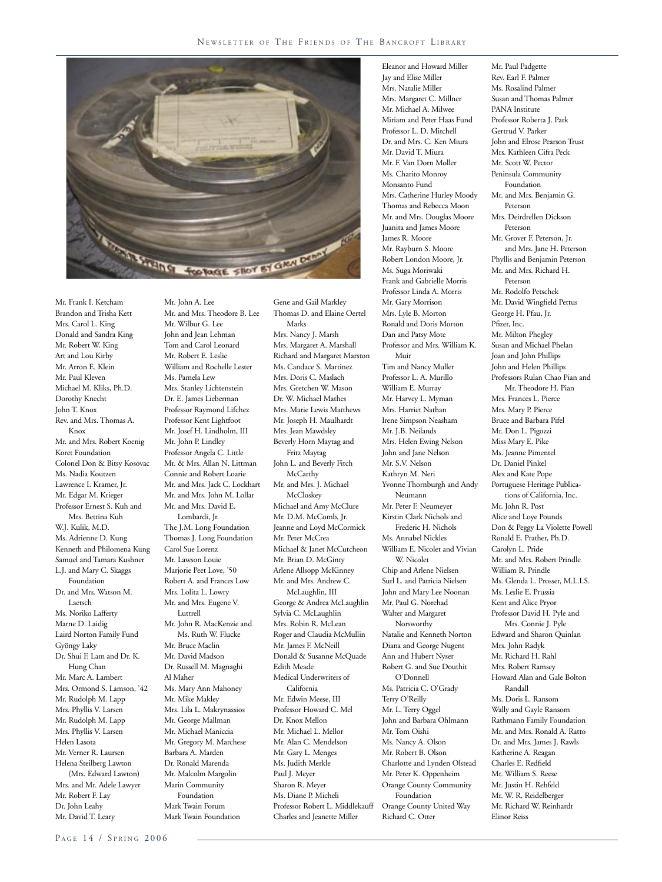Mr. Frank I. Ketcham
Brandon and Trisha Kett
Mrs. Carol L. King
Donald and Sandra King
Mr. Robert W. King
Art and Lou Kirby
Mr. Arron E. Klein
Mr. Paul Kleven
Michael M. Kliks, Ph.D.
Dorothy Knecht
John T. Knox
Rev. and Mrs. Thomas A. Knox
Mr. and Mrs. Robert Koenig
Koret Foundation
Colonel Don & Bitsy Kosovac
Ms. Nadia Koutzen
Lawrence I. Kramer, Jr.
Mr. Edgar M. Krieger
Professor Ernest S. Kuh and Mrs. Bettina Kuh
W.J. Kulik, M.D.
Ms. Adrienne D. Kung
Kenneth and Philomena Kung
Samuel and Tamara Kushner
L.J. and Mary C. Skaggs Foundation
Dr. and Mrs. Watson M. Laetsch
Ms. Noriko Lafferty
Marne D. Laidig
Laird Norton Family Fund
Gyöngy Laky
Dr. Shui F. Lam and Dr. K. Hung Chan
Mr. Marc A. Lambert
Mrs. Ormond S. Lamson, '42
Mr. Rudolph M. Lapp
Mrs. Phyllis V. Larsen
Mr. Rudolph M. Lapp
Mrs. Phyllis V. Larsen
Helen Lasota
Mr. Verner R. Laursen
Helena Steilberg Lawton (Mrs. Edward Lawton)
Mrs. and Mr. Adele Lawyer
Mr. Robert F. Lay
Dr. John Leahy
Mr. David T. Leary
Mr. John A. Lee
Mr. and Mrs. Theodore B. Lee
Mr. Wilbur G. Lee
John and Jean Lehman
Tom and Carol Leonard
Mr. Robert E. Leslie
William and Rochelle Lester
Ms. Pamela Lew
Mrs. Stanley Lichtenstein
Dr. E. James Lieberman
Professor Raymond Lifchez
Professor Kent Lightfoot
Mr. Josef H. Lindholm, III
Mr. John P. Lindley
Professor Angela C. Little
Mr. & Mrs. Allan N. Littman
Connie and Robert Loarie
Mr. and Mrs. Jack C. Lockhart
Mr. and Mrs. John M. Lollar
Mr. and Mrs. David E. Lombardi, Jr.
The J.M. Long Foundation
Thomas J. Long Foundation
Carol Sue Lorenz
Mr. Lawson Louie
Marjorie Peet Love, '50
Robert A. and Frances Low
Mrs. Lolita L. Lowry
Mr. and Mrs. Eugene V. Luttrell
Mr. John R. MacKenzie and Ms. Ruth W. Flucke
Mr. Bruce Maclin
Mr. David Madson
Dr. Russell M. Magnaghi
Al Maher
Ms. Mary Ann Mahoney
Mr. Mike Makley
Mrs. Lila L. Makrynassios
Mr. George Mallman
Mr. Michael Maniccia
Mr. Gregory M. Marchese
Barbara A. Marden
Dr. Ronald Marenda
Mr. Malcolm Margolin
Marin Community Foundation
Mark Twain Forum
Mark Twain Foundation
Gene and Gail Markley
Thomas D. and Elaine Oertel Marks
Mrs. Nancy J. Marsh
Mrs. Margaret A. Marshall
Richard and Margaret Marston
Ms. Candace S. Martinez
Mrs. Doris C. Maslach
Mrs. Gretchen W. Mason
Dr. W. Michael Mathes
Mrs. Marie Lewis Matthews
Mr. Joseph H. Maulhardt
Mrs. Jean Mawdsley
Beverly Horn Maytag and Fritz Maytag
John L. and Beverly Fitch McCarthy
Mr. and Mrs. J. Michael McCloskey
Michael and Amy McClure
Mr. D.M. McComb, Jr.
Jeanne and Loyd McCormick
Mr. Peter McCrea
Michael & Janet McCutcheon
Mr. Brian D. McGinty
Arlene Allsopp McKinney
Mr. and Mrs. Andrew C. McLaughlin, III
George & Andrea McLaughlin
Sylvia C. McLaughlin
Mrs. Robin R. McLean
Roger and Claudia McMullin
Mr. James F. McNeill
Donald & Susanne McQuade
Edith Meade
Medical Underwriters of California
Mr. Edwin Meese, III
Professor Howard C. Mel
Dr. Knox Mellon
Mr. Michael L. Mellor
Mr. Alan C. Mendelson
Mr. Gary L. Menges
Ms. Judith Merkle
Paul J. Meyer
Sharon R. Meyer
Ms. Diane P. Micheli
Professor Robert L. Middlekauff
Charles and Jeanette Miller
Eleanor and Howard Miller
Jay and Elise Miller
Mrs. Natalie Miller
Mrs. Margaret C. Millner
Mr. Michael A. Milwee
Miriam and Peter Haas Fund
Professor L. D. Mitchell
Dr. and Mrs. C. Ken Miura
Mr. David T. Miura
Mr. F. Van Dorn Moller
Ms. Charito Monroy
Monsanto Fund
Mrs. Catherine Hurley Moody
Thomas and Rebecca Moon
Mr. and Mrs. Douglas Moore
Juanita and James Moore
James R. Moore
Mr. Rayburn S. Moore
Robert London Moore, Jr.
Ms. Suga Moriwaki
Frank and Gabrielle Morris
Professor Linda A. Morris
Mr. Gary Morrison
Mrs. Lyle B. Morton
Ronald and Doris Morton
Dan and Patsy Mote
Professor and Mrs. William K. Muir
Tim and Nancy Muller
Professor L. A. Murillo
William E. Murray
Mr. Harvey L. Myman
Mrs. Harriet Nathan
Irene Simpson Neasham
Mr. J.B. Neilands
Mrs. Helen Ewing Nelson
John and Jane Nelson
Mr. S.V. Nelson
Kathryn M. Neri
Yvonne Thornburgh and Andy Neumann
Mr. Peter F. Neumeyer
Kirstin Clark Nichols and Frederic H. Nichols
Ms. Annabel Nickles
William E. Nicolet and Vivian W. Nicolet
Chip and Arlene Nielsen
Surl L. and Patricia Nielsen
John and Mary Lee Noonan
Mr. Paul G. Norehad
Walter and Margaret Norsworthy
Natalie and Kenneth Norton
Diana and George Nugent
Ann and Hubert Nyser
Robert G. and Sue Douthit O'Donnell
Ms. Patricia C. O'Grady
Terry O'Reilly
Mr. L. Terry Oggel
John and Barbara Ohlmann
Mr. Tom Oishi
Ms. Nancy A. Olson
Mr. Robert B. Olson
Charlotte and Lynden Olstead
Mr. Peter K. Oppenheim
Orange County Community Foundation
Orange County United Way
Richard C. Otter
Mr. Paul Padgette
Rev. Earl F. Palmer
Ms. Rosalind Palmer
Susan and Thomas Palmer
PANA Institute
Professor Roberta J. Park
Gertrud V. Parker
John and Elrose Pearson Trust
Mrs. Kathleen Cifra Peck
Mr. Scott W. Pector
Peninsula Community Foundation
Mr. and Mrs. Benjamin G. Peterson
Mrs. Deirdrellen Dickson Peterson
Mr. Grover F. Peterson, Jr. and Mrs. Jane H. Peterson
Phyllis and Benjamin Peterson
Mr. and Mrs. Richard H. Peterson
Mr. Rodolfo Petschek
Mr. David Wingfield Pettus
George H. Pfau, Jr.
Pfizer, Inc.
Mr. Milton Phegley
Susan and Michael Phelan
Joan and John Phillips
John and Helen Phillips
Professors Rulan Chao Pian and Mr. Theodore H. Pian
Mrs. Frances L. Pierce
Mrs. Mary P. Pierce
Bruce and Barbara Pifel
Mr. Don L. Pigozzi
Miss Mary E. Pike
Ms. Jeanne Pimentel
Dr. Daniel Pinkel
Alex and Kate Pope
Portuguese Heritage Publications of California, Inc.
Mr. John R. Post
Alice and Loye Pounds
Don & Peggy La Violette Powell
Ronald E. Prather, Ph.D.
Carolyn L. Pride
Mr. and Mrs. Robert Prindle
William R. Prindle
Ms. Glenda L. Prosser, M.L.I.S.
Ms. Leslie E. Prussia
Kent and Alice Pryor
Professor David H. Pyle and Mrs. Connie J. Pyle
Edward and Sharon Quinlan
Mrs. John Radyk
Mr. Richard H. Rahl
Mrs. Robert Ramsey
Howard Alan and Gale Bolton Randall
Ms. Doris L. Ransom
Wally and Gayle Ransom
Rathmann Family Foundation
Mr. and Mrs. Ronald A. Ratto
Dr. and Mrs. James J. Rawls
Katherine A. Reagan
Charles E. Redfield
Mr. William S. Reese
Mr. Justin H. Rehfeld
Mr. W. R. Reidelberger
Mr. Richard W. Reinhardt
Elinor Reiss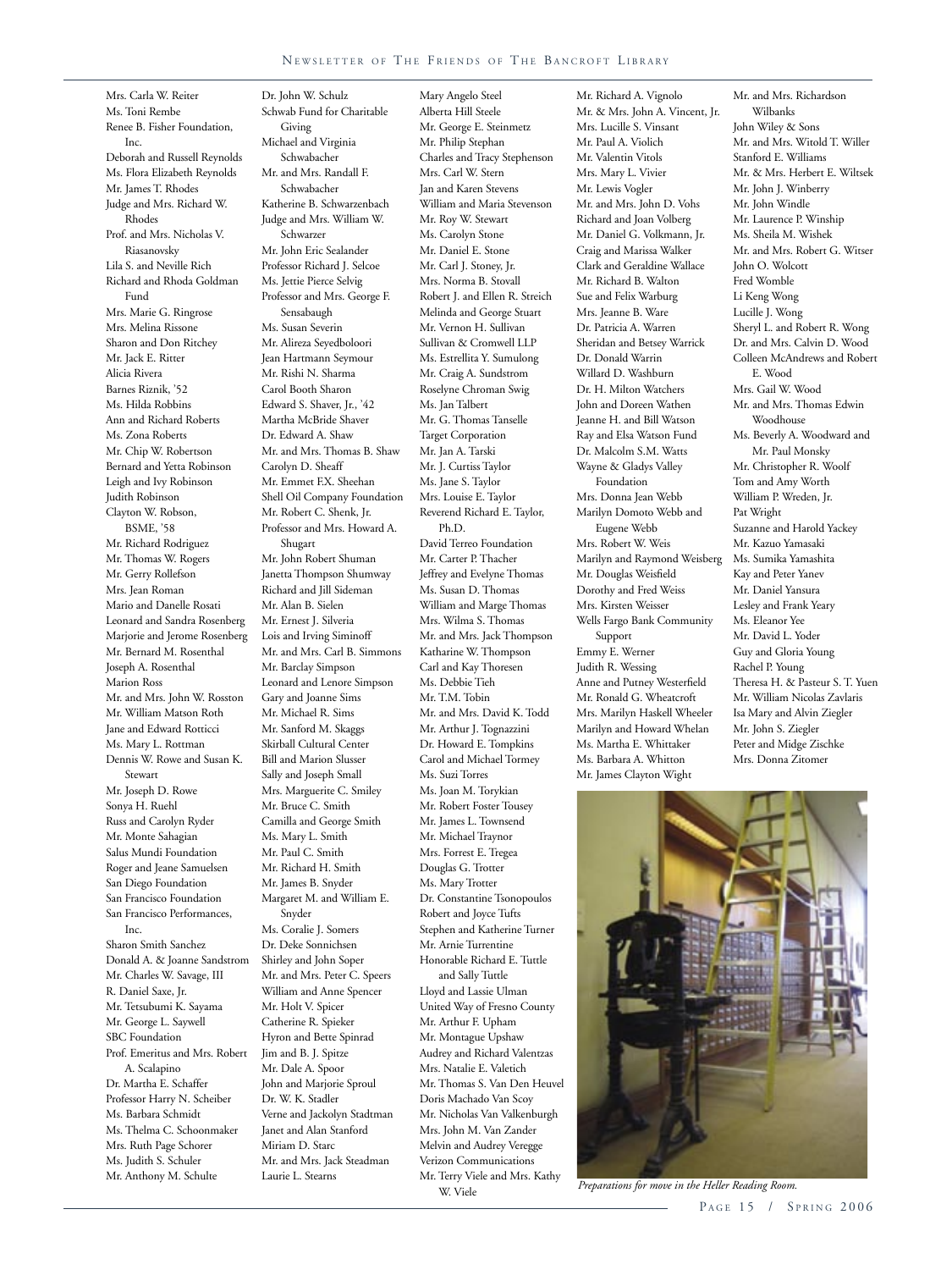Mrs. Carla W. Reiter
Ms. Toni Rembe
Renee B. Fisher Foundation, Inc.
Deborah and Russell Reynolds
Ms. Flora Elizabeth Reynolds
Mr. James T. Rhodes
Judge and Mrs. Richard W. Rhodes
Prof. and Mrs. Nicholas V. Riasanovsky
Lila S. and Neville Rich
Richard and Rhoda Goldman Fund
Mrs. Marie G. Ringrose
Mrs. Melina Rissone
Sharon and Don Ritchey
Mr. Jack E. Ritter
Alicia Rivera
Barnes Riznik, '52
Ms. Hilda Robbins
Ann and Richard Roberts
Ms. Zona Roberts
Mr. Chip W. Robertson
Bernard and Yetta Robinson
Leigh and Ivy Robinson
Judith Robinson
Clayton W. Robson, BSME, '58
Mr. Richard Rodriguez
Mr. Thomas W. Rogers
Mr. Gerry Rollefson
Mrs. Jean Roman
Mario and Danelle Rosati
Leonard and Sandra Rosenberg
Marjorie and Jerome Rosenberg
Mr. Bernard M. Rosenthal
Joseph A. Rosenthal
Marion Ross
Mr. and Mrs. John W. Rosston
Mr. William Matson Roth
Jane and Edward Rotticci
Ms. Mary L. Rottman
Dennis W. Rowe and Susan K. Stewart
Mr. Joseph D. Rowe
Sonya H. Ruehl
Russ and Carolyn Ryder
Mr. Monte Sahagian
Salus Mundi Foundation
Roger and Jeane Samuelsen
San Diego Foundation
San Francisco Foundation
San Francisco Performances, Inc.
Sharon Smith Sanchez
Donald A. & Joanne Sandstrom
Mr. Charles W. Savage, III
R. Daniel Saxe, Jr.
Mr. Tetsubumi K. Sayama
Mr. George L. Saywell
SBC Foundation
Prof. Emeritus and Mrs. Robert A. Scalapino
Dr. Martha E. Schaffer
Professor Harry N. Scheiber
Ms. Barbara Schmidt
Ms. Thelma C. Schoonmaker
Mrs. Ruth Page Schorer
Ms. Judith S. Schuler
Mr. Anthony M. Schulte
Dr. John W. Schulz
Schwab Fund for Charitable Giving
Michael and Virginia Schwabacher
Mr. and Mrs. Randall F. Schwabacher
Katherine B. Schwarzenbach
Judge and Mrs. William W. Schwarzer
Mr. John Eric Sealander
Professor Richard J. Selcoe
Ms. Jettie Pierce Selvig
Professor and Mrs. George F. Sensabaugh
Ms. Susan Severin
Mr. Alireza Seyedboloori
Jean Hartmann Seymour
Mr. Rishi N. Sharma
Carol Booth Sharon
Edward S. Shaver, Jr., '42
Martha McBride Shaver
Dr. Edward A. Shaw
Mr. and Mrs. Thomas B. Shaw
Carolyn D. Sheaff
Mr. Emmet F.X. Sheehan
Shell Oil Company Foundation
Mr. Robert C. Shenk, Jr.
Professor and Mrs. Howard A. Shugart
Mr. John Robert Shuman
Janetta Thompson Shumway
Richard and Jill Sideman
Mr. Alan B. Sielen
Mr. Ernest J. Silveria
Lois and Irving Siminoff
Mr. and Mrs. Carl B. Simmons
Mr. Barclay Simpson
Leonard and Lenore Simpson
Gary and Joanne Sims
Mr. Michael R. Sims
Mr. Sanford M. Skaggs
Skirball Cultural Center
Bill and Marion Slusser
Sally and Joseph Small
Mrs. Marguerite C. Smiley
Mr. Bruce C. Smith
Camilla and George Smith
Ms. Mary L. Smith
Mr. Paul C. Smith
Mr. Richard H. Smith
Mr. James B. Snyder
Margaret M. and William E. Snyder
Ms. Coralie J. Somers
Dr. Deke Sonnichsen
Shirley and John Soper
Mr. and Mrs. Peter C. Speers
William and Anne Spencer
Mr. Holt V. Spicer
Catherine R. Spieker
Hyron and Bette Spinrad
Jim and B. J. Spitze
Mr. Dale A. Spoor
John and Marjorie Sproul
Dr. W. K. Stadler
Verne and Jackolyn Stadtman
Janet and Alan Stanford
Miriam D. Starc
Mr. and Mrs. Jack Steadman
Laurie L. Stearns
Mary Angelo Steel
Alberta Hill Steele
Mr. George E. Steinmetz
Mr. Philip Stephan
Charles and Tracy Stephenson
Mrs. Carl W. Stern
Jan and Karen Stevens
William and Maria Stevenson
Mr. Roy W. Stewart
Ms. Carolyn Stone
Mr. Daniel E. Stone
Mr. Carl J. Stoney, Jr.
Mrs. Norma B. Stovall
Robert J. and Ellen R. Streich
Melinda and George Stuart
Mr. Vernon H. Sullivan
Sullivan & Cromwell LLP
Ms. Estrellita Y. Sumulong
Mr. Craig A. Sundstrom
Roselyne Chroman Swig
Ms. Jan Talbert
Mr. G. Thomas Tanselle
Target Corporation
Mr. Jan A. Tarski
Mr. J. Curtiss Taylor
Ms. Jane S. Taylor
Mrs. Louise E. Taylor
Reverend Richard E. Taylor, Ph.D.
David Terreo Foundation
Mr. Carter P. Thacher
Jeffrey and Evelyne Thomas
Ms. Susan D. Thomas
William and Marge Thomas
Mrs. Wilma S. Thomas
Mr. and Mrs. Jack Thompson
Katharine W. Thompson
Carl and Kay Thoresen
Ms. Debbie Tieh
Mr. T.M. Tobin
Mr. and Mrs. David K. Todd
Mr. Arthur J. Tognazzini
Dr. Howard E. Tompkins
Carol and Michael Tormey
Ms. Suzi Torres
Ms. Joan M. Torykian
Mr. Robert Foster Tousey
Mr. James L. Townsend
Mr. Michael Traynor
Mrs. Forrest E. Tregea
Douglas G. Trotter
Ms. Mary Trotter
Dr. Constantine Tsonopoulos
Robert and Joyce Tufts
Stephen and Katherine Turner
Mr. Arnie Turrentine
Honorable Richard E. Tuttle and Sally Tuttle
Lloyd and Lassie Ulman
United Way of Fresno County
Mr. Arthur F. Upham
Mr. Montague Upshaw
Audrey and Richard Valentzas
Mrs. Natalie E. Valetich
Mr. Thomas S. Van Den Heuvel
Doris Machado Van Scoy
Mr. Nicholas Van Valkenburgh
Mrs. John M. Van Zander
Melvin and Audrey Veregge
Verizon Communications
Mr. Terry Viele and Mrs. Kathy W. Viele
Mr. Richard A. Vignolo
Mr. & Mrs. John A. Vincent, Jr.
Mrs. Lucille S. Vinsant
Mr. Paul A. Violich
Mr. Valentin Vitols
Mrs. Mary L. Vivier
Mr. Lewis Vogler
Mr. and Mrs. John D. Vohs
Richard and Joan Volberg
Mr. Daniel G. Volkmann, Jr.
Craig and Marissa Walker
Clark and Geraldine Wallace
Mr. Richard B. Walton
Sue and Felix Warburg
Mrs. Jeanne B. Ware
Dr. Patricia A. Warren
Sheridan and Betsey Warrick
Dr. Donald Warrin
Willard D. Washburn
Dr. H. Milton Watchers
John and Doreen Wathen
Jeanne H. and Bill Watson
Ray and Elsa Watson Fund
Dr. Malcolm S.M. Watts
Wayne & Gladys Valley Foundation
Mrs. Donna Jean Webb
Marilyn Domoto Webb and Eugene Webb
Mrs. Robert W. Weis
Marilyn and Raymond Weisberg
Mr. Douglas Weisfield
Dorothy and Fred Weiss
Mrs. Kirsten Weisser
Wells Fargo Bank Community Support
Emmy E. Werner
Judith R. Wessing
Anne and Putney Westerfield
Mr. Ronald G. Wheatcroft
Mrs. Marilyn Haskell Wheeler
Marilyn and Howard Whelan
Ms. Martha E. Whittaker
Ms. Barbara A. Whitton
Mr. James Clayton Wight
Mr. and Mrs. Richardson Wilbanks
John Wiley & Sons
Mr. and Mrs. Witold T. Willer
Stanford E. Williams
Mr. & Mrs. Herbert E. Wiltsek
Mr. John J. Winberry
Mr. John Windle
Mr. Laurence P. Winship
Ms. Sheila M. Wishek
Mr. and Mrs. Robert G. Witser
John O. Wolcott
Fred Womble
Li Keng Wong
Lucille J. Wong
Sheryl L. and Robert R. Wong
Dr. and Mrs. Calvin D. Wood
Colleen McAndrews and Robert E. Wood
Mrs. Gail W. Wood
Mr. and Mrs. Thomas Edwin Woodhouse
Ms. Beverly A. Woodward and Mr. Paul Monsky
Mr. Christopher R. Woolf
Tom and Amy Worth
William P. Wreden, Jr.
Pat Wright
Suzanne and Harold Yackey
Mr. Kazuo Yamasaki
Ms. Sumika Yamashita
Kay and Peter Yanev
Mr. Daniel Yansura
Lesley and Frank Yeary
Ms. Eleanor Yee
Mr. David L. Yoder
Guy and Gloria Young
Rachel P. Young
Theresa H. & Pasteur S. T. Yuen
Mr. William Nicolas Zavlaris
Isa Mary and Alvin Ziegler
Mr. John S. Ziegler
Peter and Midge Zischke
Mrs. Donna Zitomer

*Preparations for move in the Heller Reading Room.*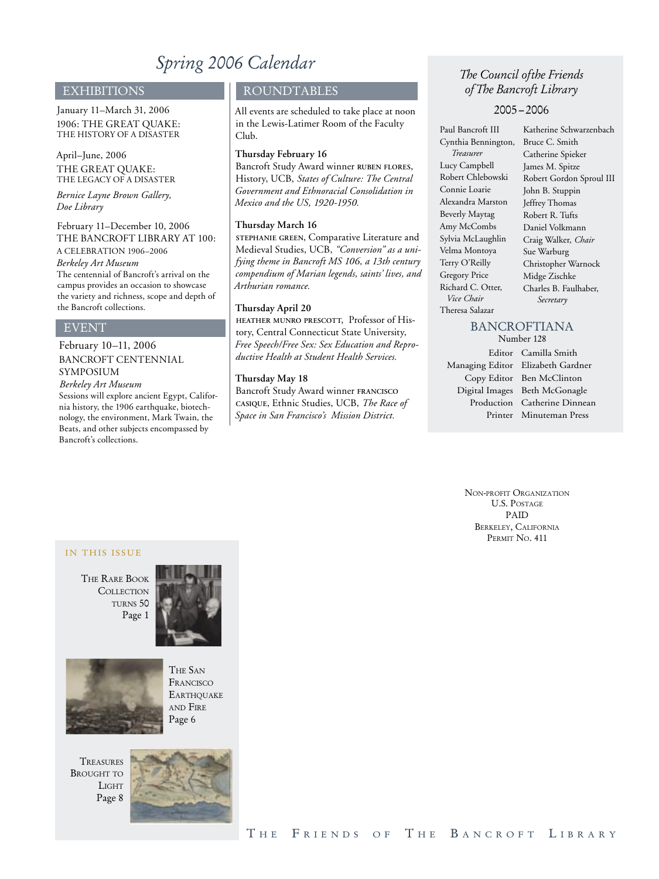# *Spring 2006 Calendar*

## EXHIBITIONS

January 11–March 31, 2006
1906: THE GREAT QUAKE:
THE HISTORY OF A DISASTER

April–June, 2006
THE GREAT QUAKE:
THE LEGACY OF A DISASTER

*Bernice Layne Brown Gallery, Doe Library*

February 11–December 10, 2006
THE BANCROFT LIBRARY AT 100:
A CELEBRATION 1906–2006
*Berkeley Art Museum*
The centennial of Bancroft's arrival on the campus provides an occasion to showcase the variety and richness, scope and depth of the Bancroft collections.

## EVENT

February 10–11, 2006
BANCROFT CENTENNIAL SYMPOSIUM
*Berkeley Art Museum*
Sessions will explore ancient Egypt, California history, the 1906 earthquake, biotechnology, the environment, Mark Twain, the Beats, and other subjects encompassed by Bancroft's collections.

## ROUNDTABLES

All events are scheduled to take place at noon in the Lewis-Latimer Room of the Faculty Club.

**Thursday February 16**
Bancroft Study Award winner RUBEN FLORES, History, UCB, *States of Culture: The Central Government and Ethnoracial Consolidation in Mexico and the US, 1920-1950.*

**Thursday March 16**
STEPHANIE GREEN, Comparative Literature and Medieval Studies, UCB, *"Conversion" as a unifying theme in Bancroft MS 106, a 13th century compendium of Marian legends, saints' lives, and Arthurian romance.*

**Thursday April 20**
HEATHER MUNRO PRESCOTT, Professor of History, Central Connecticut State University, *Free Speech/Free Sex: Sex Education and Reproductive Health at Student Health Services.*

**Thursday May 18**
Bancroft Study Award winner FRANCISCO CASIQUE, Ethnic Studies, UCB, *The Race of Space in San Francisco's Mission District.*

## *The Council of the Friends of The Bancroft Library*

2005 – 2006

Paul Bancroft III
Cynthia Bennington, *Treasurer*
Lucy Campbell
Robert Chlebowski
Connie Loarie
Alexandra Marston
Beverly Maytag
Amy McCombs
Sylvia McLaughlin
Velma Montoya
Terry O'Reilly
Gregory Price
Richard C. Otter, *Vice Chair*
Theresa Salazar
Katherine Schwarzenbach
Bruce C. Smith
Catherine Spieker
James M. Spitze
Robert Gordon Sproul III
John B. Stuppin
Jeffrey Thomas
Robert R. Tufts
Daniel Volkmann
Craig Walker, *Chair*
Sue Warburg
Christopher Warnock
Midge Zischke
Charles B. Faulhaber, *Secretary*

## BANCROFTIANA

Number 128

| | |
|---|---|
| Editor | Camilla Smith |
| Managing Editor | Elizabeth Gardner |
| Copy Editor | Ben McClinton |
| Digital Images | Beth McGonagle |
| Production | Catherine Dinnean |
| Printer | Minuteman Press |

NON-PROFIT ORGANIZATION
U.S. POSTAGE
PAID
BERKELEY, CALIFORNIA
PERMIT NO. 411

IN THIS ISSUE

THE RARE BOOK COLLECTION TURNS 50
Page 1

THE SAN FRANCISCO EARTHQUAKE AND FIRE
Page 6

TREASURES BROUGHT TO LIGHT
Page 8

THE FRIENDS OF THE BANCROFT LIBRARY